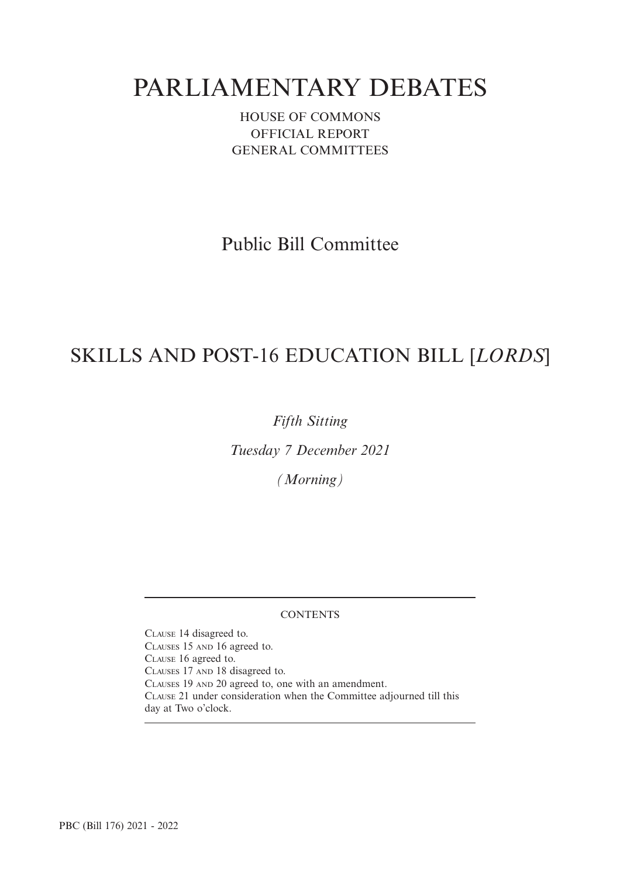# PARLIAMENTARY DEBATES

HOUSE OF COMMONS
OFFICIAL REPORT
GENERAL COMMITTEES

## Public Bill Committee

## SKILLS AND POST-16 EDUCATION BILL [*LORDS*]

*Fifth Sitting*

*Tuesday 7 December 2021*

*(Morning)*

---

CONTENTS

CLAUSE 14 disagreed to.
CLAUSES 15 AND 16 agreed to.
CLAUSE 16 agreed to.
CLAUSES 17 AND 18 disagreed to.
CLAUSES 19 AND 20 agreed to, one with an amendment.
CLAUSE 21 under consideration when the Committee adjourned till this day at Two o'clock.

---

PBC (Bill 176) 2021 - 2022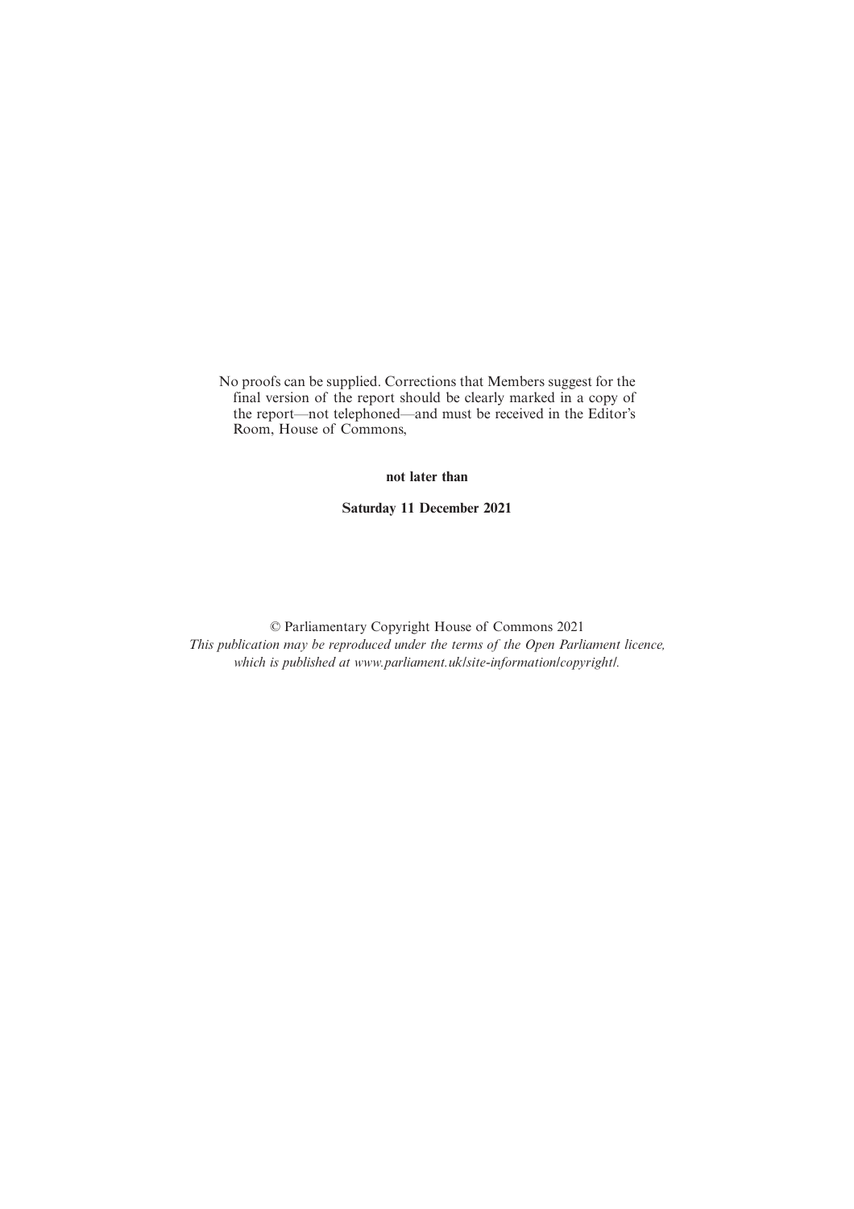No proofs can be supplied. Corrections that Members suggest for the final version of the report should be clearly marked in a copy of the report—not telephoned—and must be received in the Editor's Room, House of Commons,

**not later than**

**Saturday 11 December 2021**

© Parliamentary Copyright House of Commons 2021

*This publication may be reproduced under the terms of the Open Parliament licence, which is published at www.parliament.uk/site-information/copyright/.*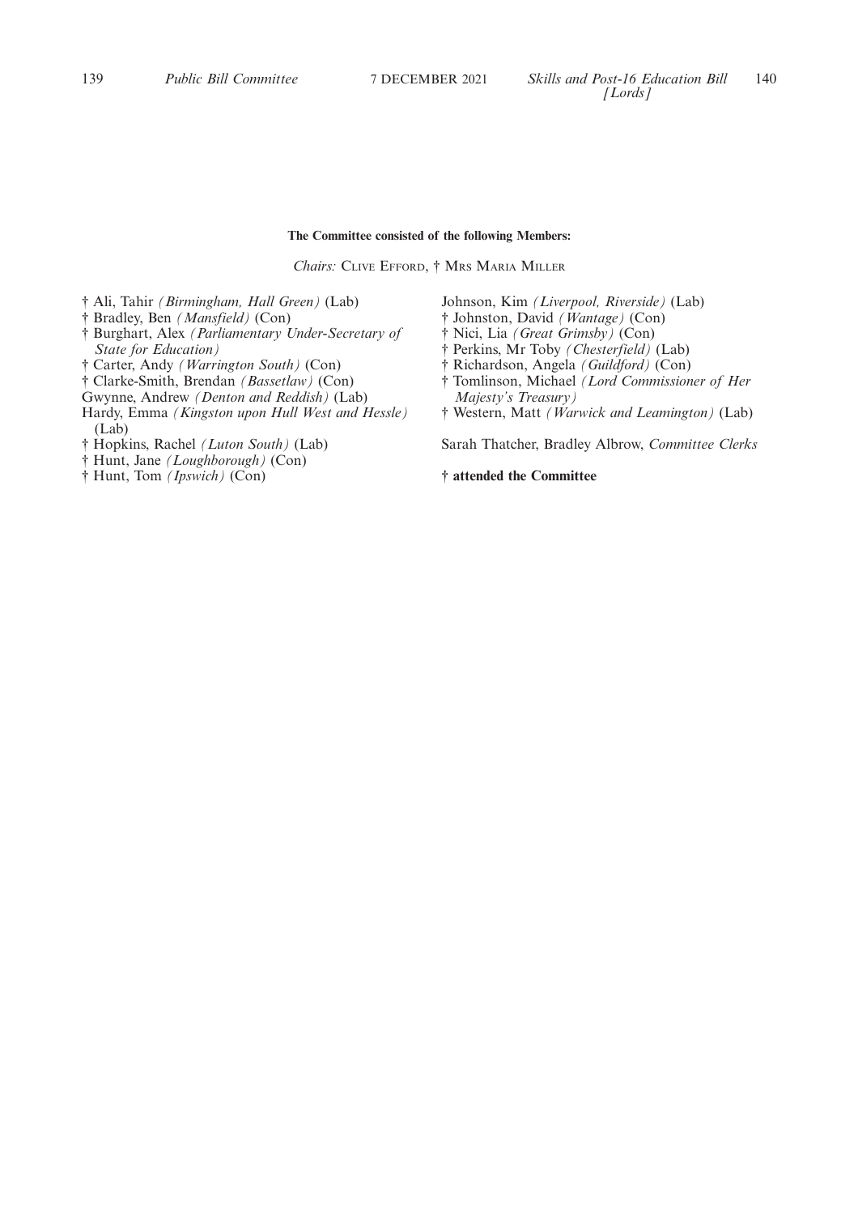**The Committee consisted of the following Members:**

*Chairs:* Clive Efford, † Mrs Maria Miller

† Ali, Tahir *(Birmingham, Hall Green)* (Lab)
† Bradley, Ben *(Mansfield)* (Con)
† Burghart, Alex *(Parliamentary Under-Secretary of State for Education)*
† Carter, Andy *(Warrington South)* (Con)
† Clarke-Smith, Brendan *(Bassetlaw)* (Con)
Gwynne, Andrew *(Denton and Reddish)* (Lab)
Hardy, Emma *(Kingston upon Hull West and Hessle)* (Lab)
† Hopkins, Rachel *(Luton South)* (Lab)
† Hunt, Jane *(Loughborough)* (Con)
† Hunt, Tom *(Ipswich)* (Con)
Johnson, Kim *(Liverpool, Riverside)* (Lab)
† Johnston, David *(Wantage)* (Con)
† Nici, Lia *(Great Grimsby)* (Con)
† Perkins, Mr Toby *(Chesterfield)* (Lab)
† Richardson, Angela *(Guildford)* (Con)
† Tomlinson, Michael *(Lord Commissioner of Her Majesty's Treasury)*
† Western, Matt *(Warwick and Leamington)* (Lab)

Sarah Thatcher, Bradley Albrow, *Committee Clerks*

**† attended the Committee**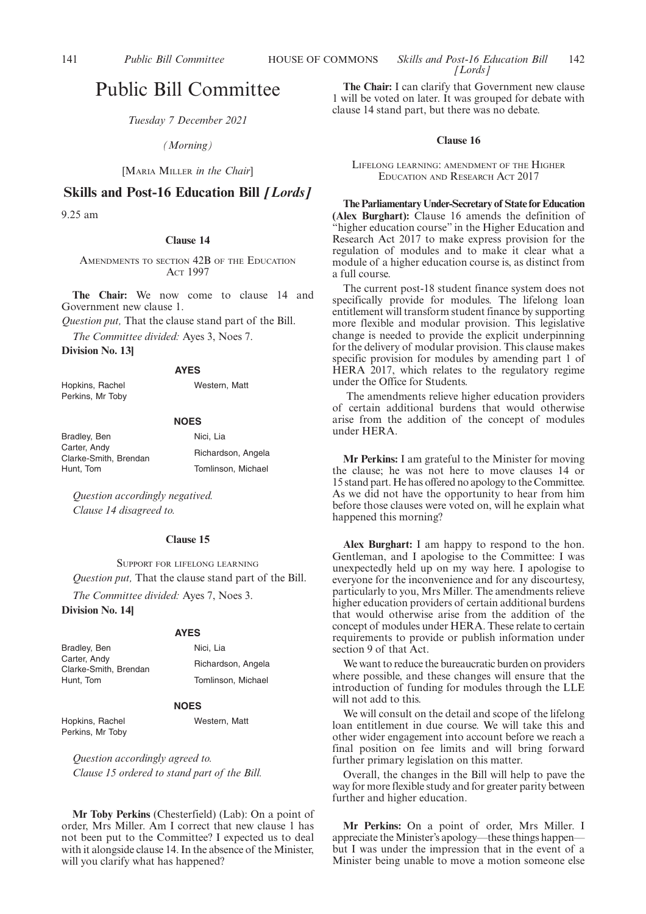# Public Bill Committee

*Tuesday 7 December 2021*

*(Morning)*

[MARIA MILLER *in the Chair*]

## Skills and Post-16 Education Bill *[Lords]*

9.25 am

### Clause 14

AMENDMENTS TO SECTION 42B OF THE EDUCATION ACT 1997

**The Chair:** We now come to clause 14 and Government new clause 1.

*Question put,* That the clause stand part of the Bill.

*The Committee divided:* Ayes 3, Noes 7.

**Division No. 13]**

**AYES**

Hopkins, Rachel
Perkins, Mr Toby
Western, Matt

**NOES**

Bradley, Ben
Carter, Andy
Clarke-Smith, Brendan
Hunt, Tom
Nici, Lia
Richardson, Angela
Tomlinson, Michael

*Question accordingly negatived.*

*Clause 14 disagreed to.*

### Clause 15

SUPPORT FOR LIFELONG LEARNING

*Question put,* That the clause stand part of the Bill.

*The Committee divided:* Ayes 7, Noes 3.

**Division No. 14]**

**AYES**

Bradley, Ben
Carter, Andy
Clarke-Smith, Brendan
Hunt, Tom
Nici, Lia
Richardson, Angela
Tomlinson, Michael

**NOES**

Hopkins, Rachel
Perkins, Mr Toby
Western, Matt

*Question accordingly agreed to.*

*Clause 15 ordered to stand part of the Bill.*

**Mr Toby Perkins** (Chesterfield) (Lab): On a point of order, Mrs Miller. Am I correct that new clause 1 has not been put to the Committee? I expected us to deal with it alongside clause 14. In the absence of the Minister, will you clarify what has happened?

**The Chair:** I can clarify that Government new clause 1 will be voted on later. It was grouped for debate with clause 14 stand part, but there was no debate.

### Clause 16

LIFELONG LEARNING: AMENDMENT OF THE HIGHER EDUCATION AND RESEARCH ACT 2017

**The Parliamentary Under-Secretary of State for Education (Alex Burghart):** Clause 16 amends the definition of "higher education course" in the Higher Education and Research Act 2017 to make express provision for the regulation of modules and to make it clear what a module of a higher education course is, as distinct from a full course.

The current post-18 student finance system does not specifically provide for modules. The lifelong loan entitlement will transform student finance by supporting more flexible and modular provision. This legislative change is needed to provide the explicit underpinning for the delivery of modular provision. This clause makes specific provision for modules by amending part 1 of HERA 2017, which relates to the regulatory regime under the Office for Students.

The amendments relieve higher education providers of certain additional burdens that would otherwise arise from the addition of the concept of modules under HERA.

**Mr Perkins:** I am grateful to the Minister for moving the clause; he was not here to move clauses 14 or 15 stand part. He has offered no apology to the Committee. As we did not have the opportunity to hear from him before those clauses were voted on, will he explain what happened this morning?

**Alex Burghart:** I am happy to respond to the hon. Gentleman, and I apologise to the Committee: I was unexpectedly held up on my way here. I apologise to everyone for the inconvenience and for any discourtesy, particularly to you, Mrs Miller. The amendments relieve higher education providers of certain additional burdens that would otherwise arise from the addition of the concept of modules under HERA. These relate to certain requirements to provide or publish information under section 9 of that Act.

We want to reduce the bureaucratic burden on providers where possible, and these changes will ensure that the introduction of funding for modules through the LLE will not add to this.

We will consult on the detail and scope of the lifelong loan entitlement in due course. We will take this and other wider engagement into account before we reach a final position on fee limits and will bring forward further primary legislation on this matter.

Overall, the changes in the Bill will help to pave the way for more flexible study and for greater parity between further and higher education.

**Mr Perkins:** On a point of order, Mrs Miller. I appreciate the Minister's apology—these things happen—but I was under the impression that in the event of a Minister being unable to move a motion someone else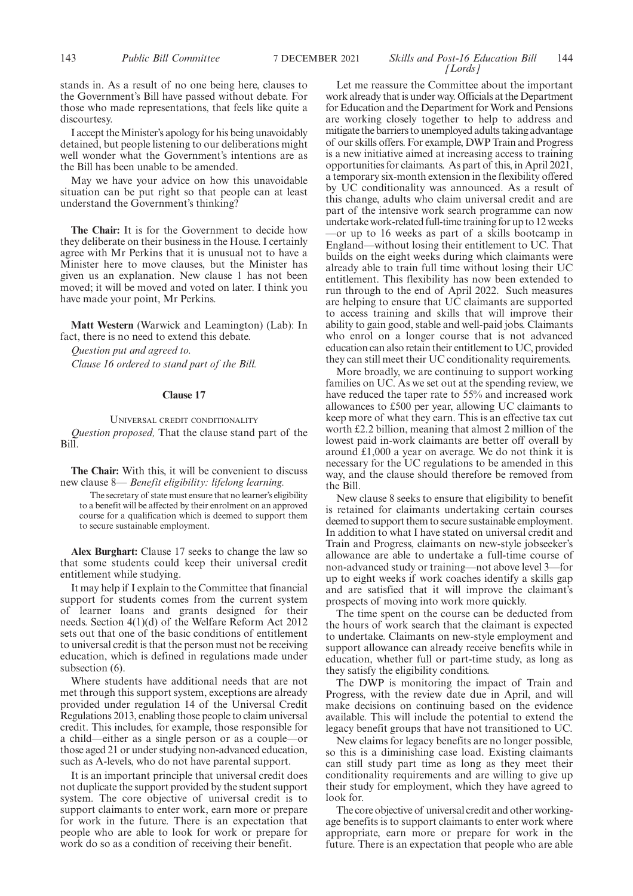stands in. As a result of no one being here, clauses to the Government's Bill have passed without debate. For those who made representations, that feels like quite a discourtesy.

I accept the Minister's apology for his being unavoidably detained, but people listening to our deliberations might well wonder what the Government's intentions are as the Bill has been unable to be amended.

May we have your advice on how this unavoidable situation can be put right so that people can at least understand the Government's thinking?

**The Chair:** It is for the Government to decide how they deliberate on their business in the House. I certainly agree with Mr Perkins that it is unusual not to have a Minister here to move clauses, but the Minister has given us an explanation. New clause 1 has not been moved; it will be moved and voted on later. I think you have made your point, Mr Perkins.

**Matt Western** (Warwick and Leamington) (Lab): In fact, there is no need to extend this debate.

*Question put and agreed to.*

*Clause 16 ordered to stand part of the Bill.*

## Clause 17

### Universal credit conditionality

*Question proposed,* That the clause stand part of the Bill.

**The Chair:** With this, it will be convenient to discuss new clause 8— *Benefit eligibility: lifelong learning.*

> The secretary of state must ensure that no learner's eligibility to a benefit will be affected by their enrolment on an approved course for a qualification which is deemed to support them to secure sustainable employment.

**Alex Burghart:** Clause 17 seeks to change the law so that some students could keep their universal credit entitlement while studying.

It may help if I explain to the Committee that financial support for students comes from the current system of learner loans and grants designed for their needs. Section 4(1)(d) of the Welfare Reform Act 2012 sets out that one of the basic conditions of entitlement to universal credit is that the person must not be receiving education, which is defined in regulations made under subsection (6).

Where students have additional needs that are not met through this support system, exceptions are already provided under regulation 14 of the Universal Credit Regulations 2013, enabling those people to claim universal credit. This includes, for example, those responsible for a child—either as a single person or as a couple—or those aged 21 or under studying non-advanced education, such as A-levels, who do not have parental support.

It is an important principle that universal credit does not duplicate the support provided by the student support system. The core objective of universal credit is to support claimants to enter work, earn more or prepare for work in the future. There is an expectation that people who are able to look for work or prepare for work do so as a condition of receiving their benefit.

Let me reassure the Committee about the important work already that is under way. Officials at the Department for Education and the Department for Work and Pensions are working closely together to help to address and mitigate the barriers to unemployed adults taking advantage of our skills offers. For example, DWP Train and Progress is a new initiative aimed at increasing access to training opportunities for claimants. As part of this, in April 2021, a temporary six-month extension in the flexibility offered by UC conditionality was announced. As a result of this change, adults who claim universal credit and are part of the intensive work search programme can now undertake work-related full-time training for up to 12 weeks —or up to 16 weeks as part of a skills bootcamp in England—without losing their entitlement to UC. That builds on the eight weeks during which claimants were already able to train full time without losing their UC entitlement. This flexibility has now been extended to run through to the end of April 2022. Such measures are helping to ensure that UC claimants are supported to access training and skills that will improve their ability to gain good, stable and well-paid jobs. Claimants who enrol on a longer course that is not advanced education can also retain their entitlement to UC, provided they can still meet their UC conditionality requirements.

More broadly, we are continuing to support working families on UC. As we set out at the spending review, we have reduced the taper rate to 55% and increased work allowances to £500 per year, allowing UC claimants to keep more of what they earn. This is an effective tax cut worth £2.2 billion, meaning that almost 2 million of the lowest paid in-work claimants are better off overall by around £1,000 a year on average. We do not think it is necessary for the UC regulations to be amended in this way, and the clause should therefore be removed from the Bill.

New clause 8 seeks to ensure that eligibility to benefit is retained for claimants undertaking certain courses deemed to support them to secure sustainable employment. In addition to what I have stated on universal credit and Train and Progress, claimants on new-style jobseeker's allowance are able to undertake a full-time course of non-advanced study or training—not above level 3—for up to eight weeks if work coaches identify a skills gap and are satisfied that it will improve the claimant's prospects of moving into work more quickly.

The time spent on the course can be deducted from the hours of work search that the claimant is expected to undertake. Claimants on new-style employment and support allowance can already receive benefits while in education, whether full or part-time study, as long as they satisfy the eligibility conditions.

The DWP is monitoring the impact of Train and Progress, with the review date due in April, and will make decisions on continuing based on the evidence available. This will include the potential to extend the legacy benefit groups that have not transitioned to UC.

New claims for legacy benefits are no longer possible, so this is a diminishing case load. Existing claimants can still study part time as long as they meet their conditionality requirements and are willing to give up their study for employment, which they have agreed to look for.

The core objective of universal credit and other working-age benefits is to support claimants to enter work where appropriate, earn more or prepare for work in the future. There is an expectation that people who are able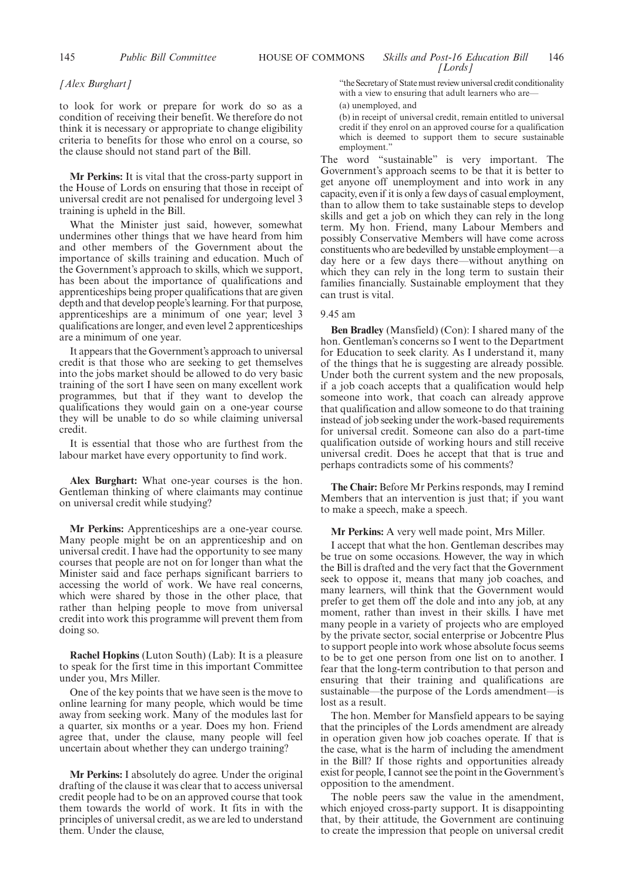*[Alex Burghart]*

to look for work or prepare for work do so as a condition of receiving their benefit. We therefore do not think it is necessary or appropriate to change eligibility criteria to benefits for those who enrol on a course, so the clause should not stand part of the Bill.

**Mr Perkins:** It is vital that the cross-party support in the House of Lords on ensuring that those in receipt of universal credit are not penalised for undergoing level 3 training is upheld in the Bill.

What the Minister just said, however, somewhat undermines other things that we have heard from him and other members of the Government about the importance of skills training and education. Much of the Government's approach to skills, which we support, has been about the importance of qualifications and apprenticeships being proper qualifications that are given depth and that develop people's learning. For that purpose, apprenticeships are a minimum of one year; level 3 qualifications are longer, and even level 2 apprenticeships are a minimum of one year.

It appears that the Government's approach to universal credit is that those who are seeking to get themselves into the jobs market should be allowed to do very basic training of the sort I have seen on many excellent work programmes, but that if they want to develop the qualifications they would gain on a one-year course they will be unable to do so while claiming universal credit.

It is essential that those who are furthest from the labour market have every opportunity to find work.

**Alex Burghart:** What one-year courses is the hon. Gentleman thinking of where claimants may continue on universal credit while studying?

**Mr Perkins:** Apprenticeships are a one-year course. Many people might be on an apprenticeship and on universal credit. I have had the opportunity to see many courses that people are not on for longer than what the Minister said and face perhaps significant barriers to accessing the world of work. We have real concerns, which were shared by those in the other place, that rather than helping people to move from universal credit into work this programme will prevent them from doing so.

**Rachel Hopkins** (Luton South) (Lab): It is a pleasure to speak for the first time in this important Committee under you, Mrs Miller.

One of the key points that we have seen is the move to online learning for many people, which would be time away from seeking work. Many of the modules last for a quarter, six months or a year. Does my hon. Friend agree that, under the clause, many people will feel uncertain about whether they can undergo training?

**Mr Perkins:** I absolutely do agree. Under the original drafting of the clause it was clear that to access universal credit people had to be on an approved course that took them towards the world of work. It fits in with the principles of universal credit, as we are led to understand them. Under the clause,

> "the Secretary of State must review universal credit conditionality with a view to ensuring that adult learners who are—
>
> (a) unemployed, and
>
> (b) in receipt of universal credit, remain entitled to universal credit if they enrol on an approved course for a qualification which is deemed to support them to secure sustainable employment."

The word "sustainable" is very important. The Government's approach seems to be that it is better to get anyone off unemployment and into work in any capacity, even if it is only a few days of casual employment, than to allow them to take sustainable steps to develop skills and get a job on which they can rely in the long term. My hon. Friend, many Labour Members and possibly Conservative Members will have come across constituents who are bedevilled by unstable employment—a day here or a few days there—without anything on which they can rely in the long term to sustain their families financially. Sustainable employment that they can trust is vital.

9.45 am

**Ben Bradley** (Mansfield) (Con): I shared many of the hon. Gentleman's concerns so I went to the Department for Education to seek clarity. As I understand it, many of the things that he is suggesting are already possible. Under both the current system and the new proposals, if a job coach accepts that a qualification would help someone into work, that coach can already approve that qualification and allow someone to do that training instead of job seeking under the work-based requirements for universal credit. Someone can also do a part-time qualification outside of working hours and still receive universal credit. Does he accept that that is true and perhaps contradicts some of his comments?

**The Chair:** Before Mr Perkins responds, may I remind Members that an intervention is just that; if you want to make a speech, make a speech.

**Mr Perkins:** A very well made point, Mrs Miller.

I accept that what the hon. Gentleman describes may be true on some occasions. However, the way in which the Bill is drafted and the very fact that the Government seek to oppose it, means that many job coaches, and many learners, will think that the Government would prefer to get them off the dole and into any job, at any moment, rather than invest in their skills. I have met many people in a variety of projects who are employed by the private sector, social enterprise or Jobcentre Plus to support people into work whose absolute focus seems to be to get one person from one list on to another. I fear that the long-term contribution to that person and ensuring that their training and qualifications are sustainable—the purpose of the Lords amendment—is lost as a result.

The hon. Member for Mansfield appears to be saying that the principles of the Lords amendment are already in operation given how job coaches operate. If that is the case, what is the harm of including the amendment in the Bill? If those rights and opportunities already exist for people, I cannot see the point in the Government's opposition to the amendment.

The noble peers saw the value in the amendment, which enjoyed cross-party support. It is disappointing that, by their attitude, the Government are continuing to create the impression that people on universal credit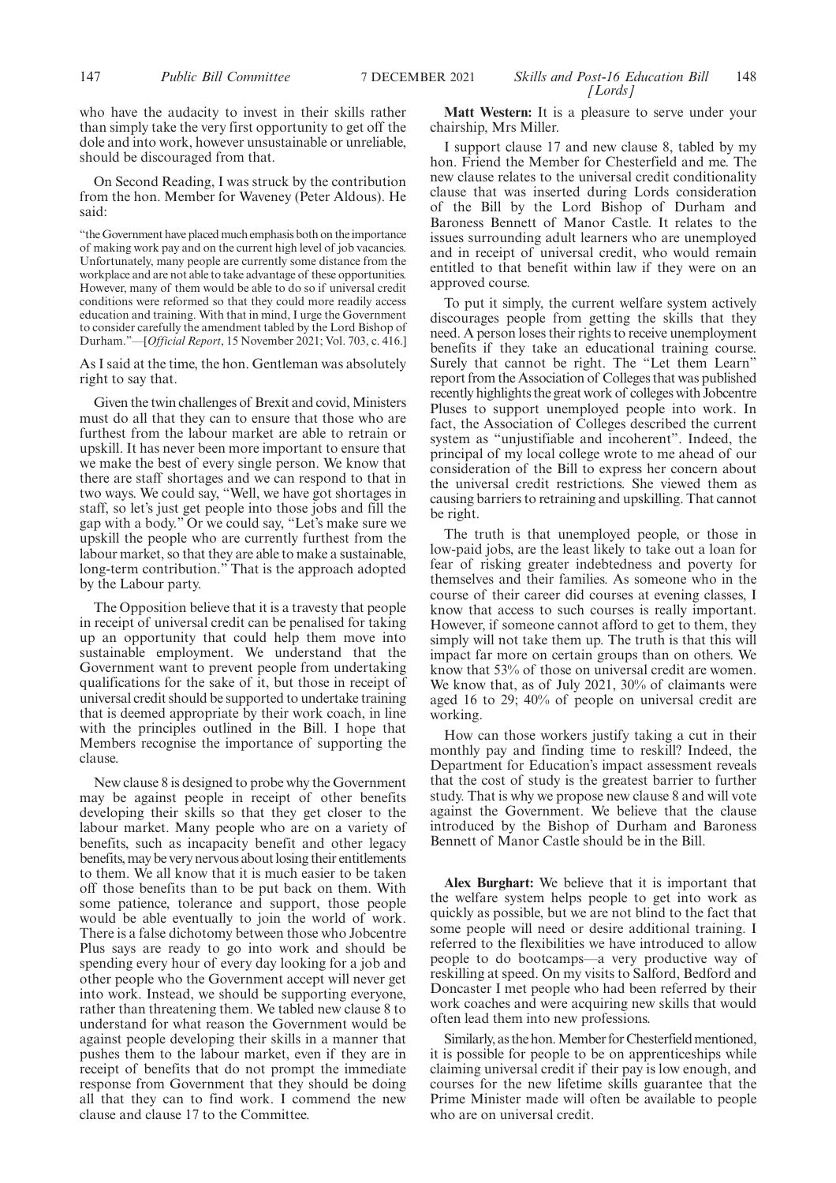who have the audacity to invest in their skills rather than simply take the very first opportunity to get off the dole and into work, however unsustainable or unreliable, should be discouraged from that.

On Second Reading, I was struck by the contribution from the hon. Member for Waveney (Peter Aldous). He said:

"the Government have placed much emphasis both on the importance of making work pay and on the current high level of job vacancies. Unfortunately, many people are currently some distance from the workplace and are not able to take advantage of these opportunities. However, many of them would be able to do so if universal credit conditions were reformed so that they could more readily access education and training. With that in mind, I urge the Government to consider carefully the amendment tabled by the Lord Bishop of Durham."—[*Official Report*, 15 November 2021; Vol. 703, c. 416.]

As I said at the time, the hon. Gentleman was absolutely right to say that.

Given the twin challenges of Brexit and covid, Ministers must do all that they can to ensure that those who are furthest from the labour market are able to retrain or upskill. It has never been more important to ensure that we make the best of every single person. We know that there are staff shortages and we can respond to that in two ways. We could say, "Well, we have got shortages in staff, so let's just get people into those jobs and fill the gap with a body." Or we could say, "Let's make sure we upskill the people who are currently furthest from the labour market, so that they are able to make a sustainable, long-term contribution." That is the approach adopted by the Labour party.

The Opposition believe that it is a travesty that people in receipt of universal credit can be penalised for taking up an opportunity that could help them move into sustainable employment. We understand that the Government want to prevent people from undertaking qualifications for the sake of it, but those in receipt of universal credit should be supported to undertake training that is deemed appropriate by their work coach, in line with the principles outlined in the Bill. I hope that Members recognise the importance of supporting the clause.

New clause 8 is designed to probe why the Government may be against people in receipt of other benefits developing their skills so that they get closer to the labour market. Many people who are on a variety of benefits, such as incapacity benefit and other legacy benefits, may be very nervous about losing their entitlements to them. We all know that it is much easier to be taken off those benefits than to be put back on them. With some patience, tolerance and support, those people would be able eventually to join the world of work. There is a false dichotomy between those who Jobcentre Plus says are ready to go into work and should be spending every hour of every day looking for a job and other people who the Government accept will never get into work. Instead, we should be supporting everyone, rather than threatening them. We tabled new clause 8 to understand for what reason the Government would be against people developing their skills in a manner that pushes them to the labour market, even if they are in receipt of benefits that do not prompt the immediate response from Government that they should be doing all that they can to find work. I commend the new clause and clause 17 to the Committee.

**Matt Western:** It is a pleasure to serve under your chairship, Mrs Miller.

I support clause 17 and new clause 8, tabled by my hon. Friend the Member for Chesterfield and me. The new clause relates to the universal credit conditionality clause that was inserted during Lords consideration of the Bill by the Lord Bishop of Durham and Baroness Bennett of Manor Castle. It relates to the issues surrounding adult learners who are unemployed and in receipt of universal credit, who would remain entitled to that benefit within law if they were on an approved course.

To put it simply, the current welfare system actively discourages people from getting the skills that they need. A person loses their rights to receive unemployment benefits if they take an educational training course. Surely that cannot be right. The "Let them Learn" report from the Association of Colleges that was published recently highlights the great work of colleges with Jobcentre Pluses to support unemployed people into work. In fact, the Association of Colleges described the current system as "unjustifiable and incoherent". Indeed, the principal of my local college wrote to me ahead of our consideration of the Bill to express her concern about the universal credit restrictions. She viewed them as causing barriers to retraining and upskilling. That cannot be right.

The truth is that unemployed people, or those in low-paid jobs, are the least likely to take out a loan for fear of risking greater indebtedness and poverty for themselves and their families. As someone who in the course of their career did courses at evening classes, I know that access to such courses is really important. However, if someone cannot afford to get to them, they simply will not take them up. The truth is that this will impact far more on certain groups than on others. We know that 53% of those on universal credit are women. We know that, as of July 2021, 30% of claimants were aged 16 to 29; 40% of people on universal credit are working.

How can those workers justify taking a cut in their monthly pay and finding time to reskill? Indeed, the Department for Education's impact assessment reveals that the cost of study is the greatest barrier to further study. That is why we propose new clause 8 and will vote against the Government. We believe that the clause introduced by the Bishop of Durham and Baroness Bennett of Manor Castle should be in the Bill.

**Alex Burghart:** We believe that it is important that the welfare system helps people to get into work as quickly as possible, but we are not blind to the fact that some people will need or desire additional training. I referred to the flexibilities we have introduced to allow people to do bootcamps—a very productive way of reskilling at speed. On my visits to Salford, Bedford and Doncaster I met people who had been referred by their work coaches and were acquiring new skills that would often lead them into new professions.

Similarly, as the hon. Member for Chesterfield mentioned, it is possible for people to be on apprenticeships while claiming universal credit if their pay is low enough, and courses for the new lifetime skills guarantee that the Prime Minister made will often be available to people who are on universal credit.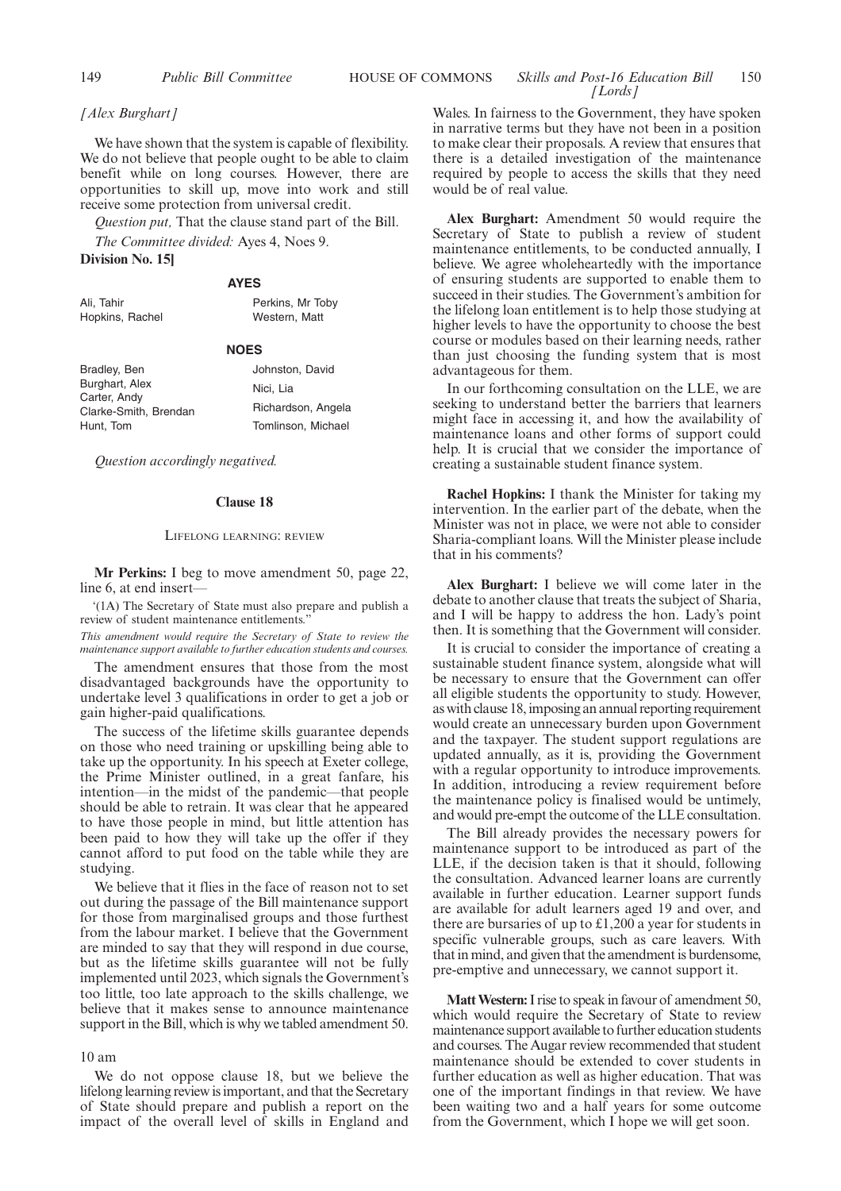*[Alex Burghart]*

We have shown that the system is capable of flexibility. We do not believe that people ought to be able to claim benefit while on long courses. However, there are opportunities to skill up, move into work and still receive some protection from universal credit.

*Question put,* That the clause stand part of the Bill.

*The Committee divided:* Ayes 4, Noes 9.

**Division No. 15]**

**AYES**

Ali, Tahir
Hopkins, Rachel
Perkins, Mr Toby
Western, Matt

**NOES**

Bradley, Ben
Burghart, Alex
Carter, Andy
Clarke-Smith, Brendan
Hunt, Tom
Johnston, David
Nici, Lia
Richardson, Angela
Tomlinson, Michael

*Question accordingly negatived.*

## Clause 18

### Lifelong learning: review

**Mr Perkins:** I beg to move amendment 50, page 22, line 6, at end insert—

'(1A) The Secretary of State must also prepare and publish a review of student maintenance entitlements."

*This amendment would require the Secretary of State to review the maintenance support available to further education students and courses.*

The amendment ensures that those from the most disadvantaged backgrounds have the opportunity to undertake level 3 qualifications in order to get a job or gain higher-paid qualifications.

The success of the lifetime skills guarantee depends on those who need training or upskilling being able to take up the opportunity. In his speech at Exeter college, the Prime Minister outlined, in a great fanfare, his intention—in the midst of the pandemic—that people should be able to retrain. It was clear that he appeared to have those people in mind, but little attention has been paid to how they will take up the offer if they cannot afford to put food on the table while they are studying.

We believe that it flies in the face of reason not to set out during the passage of the Bill maintenance support for those from marginalised groups and those furthest from the labour market. I believe that the Government are minded to say that they will respond in due course, but as the lifetime skills guarantee will not be fully implemented until 2023, which signals the Government's too little, too late approach to the skills challenge, we believe that it makes sense to announce maintenance support in the Bill, which is why we tabled amendment 50.

10 am

We do not oppose clause 18, but we believe the lifelong learning review is important, and that the Secretary of State should prepare and publish a report on the impact of the overall level of skills in England and Wales. In fairness to the Government, they have spoken in narrative terms but they have not been in a position to make clear their proposals. A review that ensures that there is a detailed investigation of the maintenance required by people to access the skills that they need would be of real value.

**Alex Burghart:** Amendment 50 would require the Secretary of State to publish a review of student maintenance entitlements, to be conducted annually, I believe. We agree wholeheartedly with the importance of ensuring students are supported to enable them to succeed in their studies. The Government's ambition for the lifelong loan entitlement is to help those studying at higher levels to have the opportunity to choose the best course or modules based on their learning needs, rather than just choosing the funding system that is most advantageous for them.

In our forthcoming consultation on the LLE, we are seeking to understand better the barriers that learners might face in accessing it, and how the availability of maintenance loans and other forms of support could help. It is crucial that we consider the importance of creating a sustainable student finance system.

**Rachel Hopkins:** I thank the Minister for taking my intervention. In the earlier part of the debate, when the Minister was not in place, we were not able to consider Sharia-compliant loans. Will the Minister please include that in his comments?

**Alex Burghart:** I believe we will come later in the debate to another clause that treats the subject of Sharia, and I will be happy to address the hon. Lady's point then. It is something that the Government will consider.

It is crucial to consider the importance of creating a sustainable student finance system, alongside what will be necessary to ensure that the Government can offer all eligible students the opportunity to study. However, as with clause 18, imposing an annual reporting requirement would create an unnecessary burden upon Government and the taxpayer. The student support regulations are updated annually, as it is, providing the Government with a regular opportunity to introduce improvements. In addition, introducing a review requirement before the maintenance policy is finalised would be untimely, and would pre-empt the outcome of the LLE consultation.

The Bill already provides the necessary powers for maintenance support to be introduced as part of the LLE, if the decision taken is that it should, following the consultation. Advanced learner loans are currently available in further education. Learner support funds are available for adult learners aged 19 and over, and there are bursaries of up to £1,200 a year for students in specific vulnerable groups, such as care leavers. With that in mind, and given that the amendment is burdensome, pre-emptive and unnecessary, we cannot support it.

**Matt Western:** I rise to speak in favour of amendment 50, which would require the Secretary of State to review maintenance support available to further education students and courses. The Augar review recommended that student maintenance should be extended to cover students in further education as well as higher education. That was one of the important findings in that review. We have been waiting two and a half years for some outcome from the Government, which I hope we will get soon.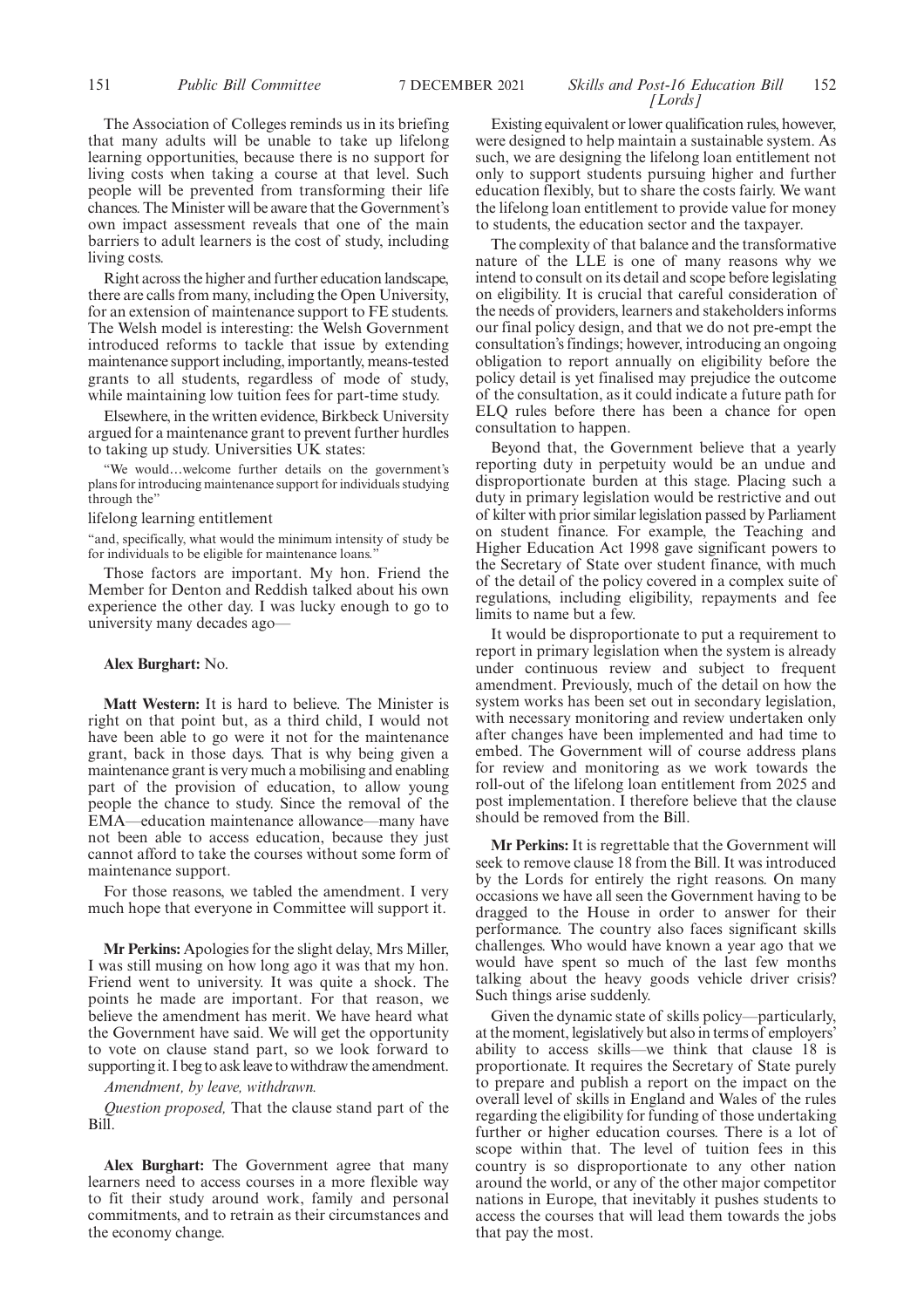The Association of Colleges reminds us in its briefing that many adults will be unable to take up lifelong learning opportunities, because there is no support for living costs when taking a course at that level. Such people will be prevented from transforming their life chances. The Minister will be aware that the Government's own impact assessment reveals that one of the main barriers to adult learners is the cost of study, including living costs.

Right across the higher and further education landscape, there are calls from many, including the Open University, for an extension of maintenance support to FE students. The Welsh model is interesting: the Welsh Government introduced reforms to tackle that issue by extending maintenance support including, importantly, means-tested grants to all students, regardless of mode of study, while maintaining low tuition fees for part-time study.

Elsewhere, in the written evidence, Birkbeck University argued for a maintenance grant to prevent further hurdles to taking up study. Universities UK states:

"We would…welcome further details on the government's plans for introducing maintenance support for individuals studying through the"

lifelong learning entitlement

"and, specifically, what would the minimum intensity of study be for individuals to be eligible for maintenance loans."

Those factors are important. My hon. Friend the Member for Denton and Reddish talked about his own experience the other day. I was lucky enough to go to university many decades ago—

**Alex Burghart:** No.

**Matt Western:** It is hard to believe. The Minister is right on that point but, as a third child, I would not have been able to go were it not for the maintenance grant, back in those days. That is why being given a maintenance grant is very much a mobilising and enabling part of the provision of education, to allow young people the chance to study. Since the removal of the EMA—education maintenance allowance—many have not been able to access education, because they just cannot afford to take the courses without some form of maintenance support.

For those reasons, we tabled the amendment. I very much hope that everyone in Committee will support it.

**Mr Perkins:** Apologies for the slight delay, Mrs Miller, I was still musing on how long ago it was that my hon. Friend went to university. It was quite a shock. The points he made are important. For that reason, we believe the amendment has merit. We have heard what the Government have said. We will get the opportunity to vote on clause stand part, so we look forward to supporting it. I beg to ask leave to withdraw the amendment.

*Amendment, by leave, withdrawn.*

*Question proposed,* That the clause stand part of the Bill.

**Alex Burghart:** The Government agree that many learners need to access courses in a more flexible way to fit their study around work, family and personal commitments, and to retrain as their circumstances and the economy change.

Existing equivalent or lower qualification rules, however, were designed to help maintain a sustainable system. As such, we are designing the lifelong loan entitlement not only to support students pursuing higher and further education flexibly, but to share the costs fairly. We want the lifelong loan entitlement to provide value for money to students, the education sector and the taxpayer.

The complexity of that balance and the transformative nature of the LLE is one of many reasons why we intend to consult on its detail and scope before legislating on eligibility. It is crucial that careful consideration of the needs of providers, learners and stakeholders informs our final policy design, and that we do not pre-empt the consultation's findings; however, introducing an ongoing obligation to report annually on eligibility before the policy detail is yet finalised may prejudice the outcome of the consultation, as it could indicate a future path for ELQ rules before there has been a chance for open consultation to happen.

Beyond that, the Government believe that a yearly reporting duty in perpetuity would be an undue and disproportionate burden at this stage. Placing such a duty in primary legislation would be restrictive and out of kilter with prior similar legislation passed by Parliament on student finance. For example, the Teaching and Higher Education Act 1998 gave significant powers to the Secretary of State over student finance, with much of the detail of the policy covered in a complex suite of regulations, including eligibility, repayments and fee limits to name but a few.

It would be disproportionate to put a requirement to report in primary legislation when the system is already under continuous review and subject to frequent amendment. Previously, much of the detail on how the system works has been set out in secondary legislation, with necessary monitoring and review undertaken only after changes have been implemented and had time to embed. The Government will of course address plans for review and monitoring as we work towards the roll-out of the lifelong loan entitlement from 2025 and post implementation. I therefore believe that the clause should be removed from the Bill.

**Mr Perkins:** It is regrettable that the Government will seek to remove clause 18 from the Bill. It was introduced by the Lords for entirely the right reasons. On many occasions we have all seen the Government having to be dragged to the House in order to answer for their performance. The country also faces significant skills challenges. Who would have known a year ago that we would have spent so much of the last few months talking about the heavy goods vehicle driver crisis? Such things arise suddenly.

Given the dynamic state of skills policy—particularly, at the moment, legislatively but also in terms of employers' ability to access skills—we think that clause 18 is proportionate. It requires the Secretary of State purely to prepare and publish a report on the impact on the overall level of skills in England and Wales of the rules regarding the eligibility for funding of those undertaking further or higher education courses. There is a lot of scope within that. The level of tuition fees in this country is so disproportionate to any other nation around the world, or any of the other major competitor nations in Europe, that inevitably it pushes students to access the courses that will lead them towards the jobs that pay the most.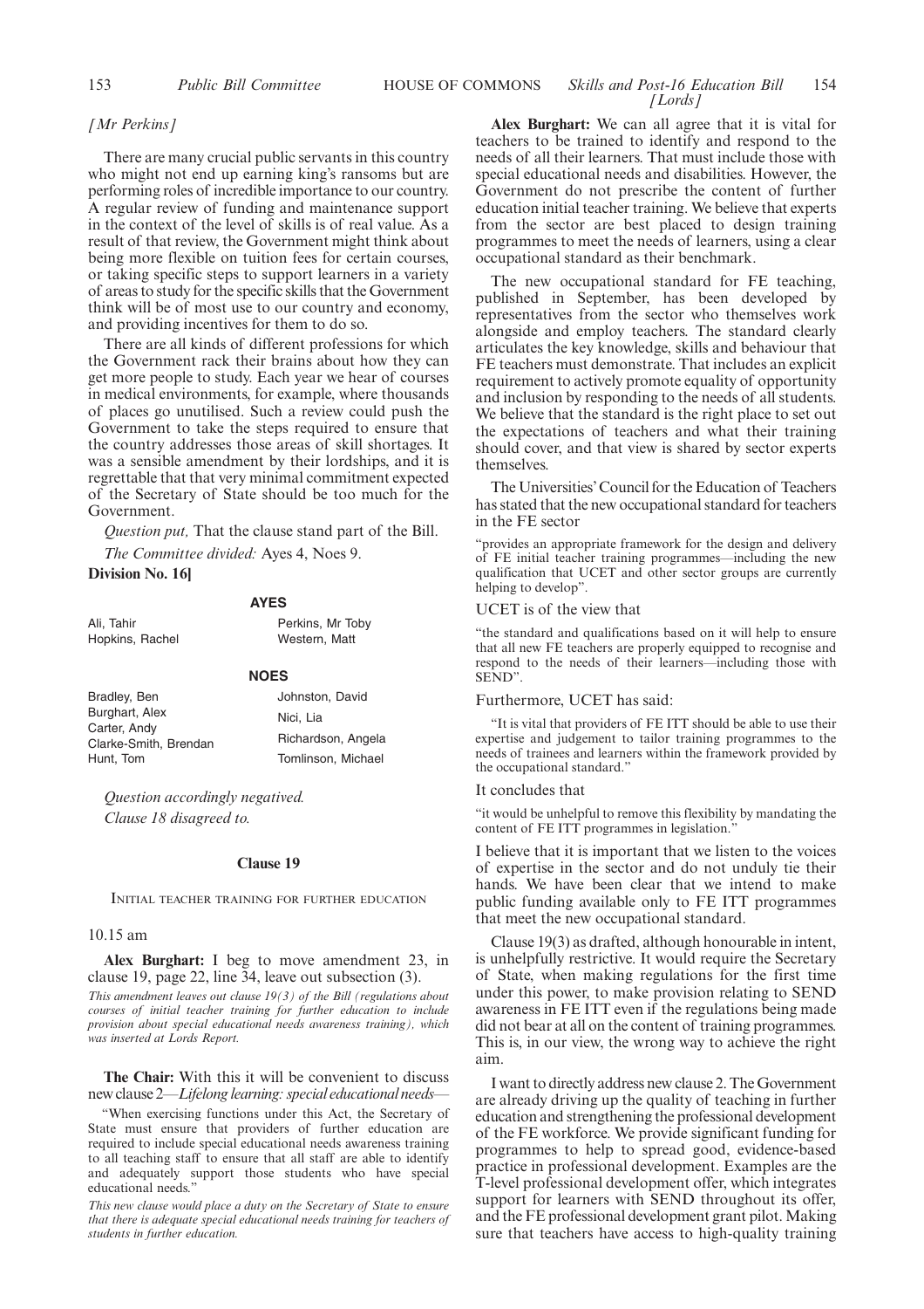*[Mr Perkins]*

There are many crucial public servants in this country who might not end up earning king's ransoms but are performing roles of incredible importance to our country. A regular review of funding and maintenance support in the context of the level of skills is of real value. As a result of that review, the Government might think about being more flexible on tuition fees for certain courses, or taking specific steps to support learners in a variety of areas to study for the specific skills that the Government think will be of most use to our country and economy, and providing incentives for them to do so.

There are all kinds of different professions for which the Government rack their brains about how they can get more people to study. Each year we hear of courses in medical environments, for example, where thousands of places go unutilised. Such a review could push the Government to take the steps required to ensure that the country addresses those areas of skill shortages. It was a sensible amendment by their lordships, and it is regrettable that that very minimal commitment expected of the Secretary of State should be too much for the Government.

*Question put,* That the clause stand part of the Bill.

*The Committee divided:* Ayes 4, Noes 9.

**Division No. 16]**

**AYES**

Ali, Tahir
Hopkins, Rachel
Perkins, Mr Toby
Western, Matt

**NOES**

Bradley, Ben
Burghart, Alex
Carter, Andy
Clarke-Smith, Brendan
Hunt, Tom
Johnston, David
Nici, Lia
Richardson, Angela
Tomlinson, Michael

*Question accordingly negatived.*

*Clause 18 disagreed to.*

## Clause 19

INITIAL TEACHER TRAINING FOR FURTHER EDUCATION

10.15 am

**Alex Burghart:** I beg to move amendment 23, in clause 19, page 22, line 34, leave out subsection (3).

*This amendment leaves out clause 19(3) of the Bill (regulations about courses of initial teacher training for further education to include provision about special educational needs awareness training), which was inserted at Lords Report.*

**The Chair:** With this it will be convenient to discuss new clause 2—*Lifelong learning: special educational needs*—

"When exercising functions under this Act, the Secretary of State must ensure that providers of further education are required to include special educational needs awareness training to all teaching staff to ensure that all staff are able to identify and adequately support those students who have special educational needs."

*This new clause would place a duty on the Secretary of State to ensure that there is adequate special educational needs training for teachers of students in further education.*

**Alex Burghart:** We can all agree that it is vital for teachers to be trained to identify and respond to the needs of all their learners. That must include those with special educational needs and disabilities. However, the Government do not prescribe the content of further education initial teacher training. We believe that experts from the sector are best placed to design training programmes to meet the needs of learners, using a clear occupational standard as their benchmark.

The new occupational standard for FE teaching, published in September, has been developed by representatives from the sector who themselves work alongside and employ teachers. The standard clearly articulates the key knowledge, skills and behaviour that FE teachers must demonstrate. That includes an explicit requirement to actively promote equality of opportunity and inclusion by responding to the needs of all students. We believe that the standard is the right place to set out the expectations of teachers and what their training should cover, and that view is shared by sector experts themselves.

The Universities' Council for the Education of Teachers has stated that the new occupational standard for teachers in the FE sector

"provides an appropriate framework for the design and delivery of FE initial teacher training programmes—including the new qualification that UCET and other sector groups are currently helping to develop".

UCET is of the view that

"the standard and qualifications based on it will help to ensure that all new FE teachers are properly equipped to recognise and respond to the needs of their learners—including those with SEND".

Furthermore, UCET has said:

"It is vital that providers of FE ITT should be able to use their expertise and judgement to tailor training programmes to the needs of trainees and learners within the framework provided by the occupational standard."

It concludes that

"it would be unhelpful to remove this flexibility by mandating the content of FE ITT programmes in legislation."

I believe that it is important that we listen to the voices of expertise in the sector and do not unduly tie their hands. We have been clear that we intend to make public funding available only to FE ITT programmes that meet the new occupational standard.

Clause 19(3) as drafted, although honourable in intent, is unhelpfully restrictive. It would require the Secretary of State, when making regulations for the first time under this power, to make provision relating to SEND awareness in FE ITT even if the regulations being made did not bear at all on the content of training programmes. This is, in our view, the wrong way to achieve the right aim.

I want to directly address new clause 2. The Government are already driving up the quality of teaching in further education and strengthening the professional development of the FE workforce. We provide significant funding for programmes to help to spread good, evidence-based practice in professional development. Examples are the T-level professional development offer, which integrates support for learners with SEND throughout its offer, and the FE professional development grant pilot. Making sure that teachers have access to high-quality training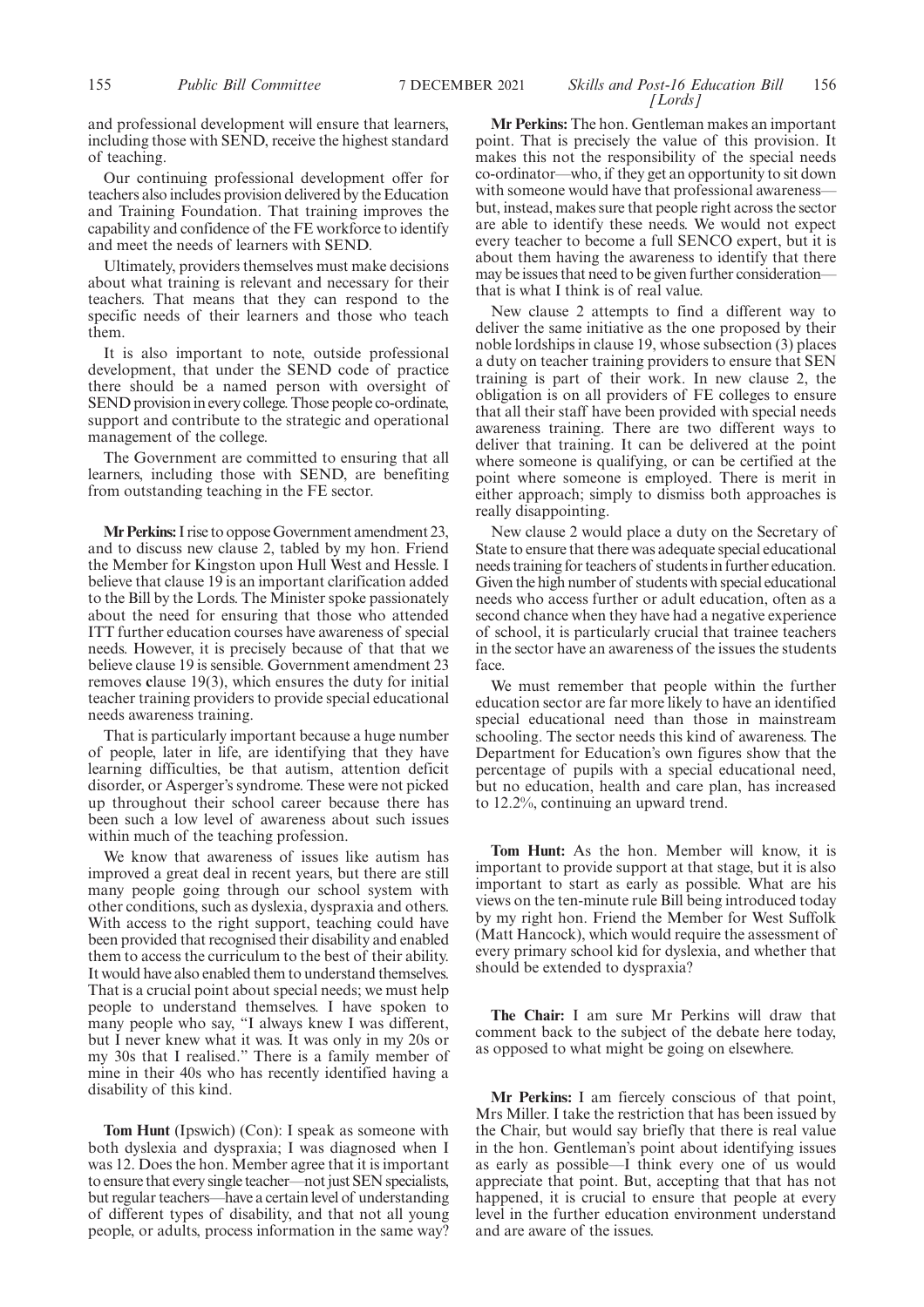and professional development will ensure that learners, including those with SEND, receive the highest standard of teaching.

Our continuing professional development offer for teachers also includes provision delivered by the Education and Training Foundation. That training improves the capability and confidence of the FE workforce to identify and meet the needs of learners with SEND.

Ultimately, providers themselves must make decisions about what training is relevant and necessary for their teachers. That means that they can respond to the specific needs of their learners and those who teach them.

It is also important to note, outside professional development, that under the SEND code of practice there should be a named person with oversight of SEND provision in every college. Those people co-ordinate, support and contribute to the strategic and operational management of the college.

The Government are committed to ensuring that all learners, including those with SEND, are benefiting from outstanding teaching in the FE sector.

**Mr Perkins:** I rise to oppose Government amendment 23, and to discuss new clause 2, tabled by my hon. Friend the Member for Kingston upon Hull West and Hessle. I believe that clause 19 is an important clarification added to the Bill by the Lords. The Minister spoke passionately about the need for ensuring that those who attended ITT further education courses have awareness of special needs. However, it is precisely because of that that we believe clause 19 is sensible. Government amendment 23 removes clause 19(3), which ensures the duty for initial teacher training providers to provide special educational needs awareness training.

That is particularly important because a huge number of people, later in life, are identifying that they have learning difficulties, be that autism, attention deficit disorder, or Asperger's syndrome. These were not picked up throughout their school career because there has been such a low level of awareness about such issues within much of the teaching profession.

We know that awareness of issues like autism has improved a great deal in recent years, but there are still many people going through our school system with other conditions, such as dyslexia, dyspraxia and others. With access to the right support, teaching could have been provided that recognised their disability and enabled them to access the curriculum to the best of their ability. It would have also enabled them to understand themselves. That is a crucial point about special needs; we must help people to understand themselves. I have spoken to many people who say, "I always knew I was different, but I never knew what it was. It was only in my 20s or my 30s that I realised." There is a family member of mine in their 40s who has recently identified having a disability of this kind.

**Tom Hunt** (Ipswich) (Con): I speak as someone with both dyslexia and dyspraxia; I was diagnosed when I was 12. Does the hon. Member agree that it is important to ensure that every single teacher—not just SEN specialists, but regular teachers—have a certain level of understanding of different types of disability, and that not all young people, or adults, process information in the same way?

**Mr Perkins:** The hon. Gentleman makes an important point. That is precisely the value of this provision. It makes this not the responsibility of the special needs co-ordinator—who, if they get an opportunity to sit down with someone would have that professional awareness—but, instead, makes sure that people right across the sector are able to identify these needs. We would not expect every teacher to become a full SENCO expert, but it is about them having the awareness to identify that there may be issues that need to be given further consideration—that is what I think is of real value.

New clause 2 attempts to find a different way to deliver the same initiative as the one proposed by their noble lordships in clause 19, whose subsection (3) places a duty on teacher training providers to ensure that SEN training is part of their work. In new clause 2, the obligation is on all providers of FE colleges to ensure that all their staff have been provided with special needs awareness training. There are two different ways to deliver that training. It can be delivered at the point where someone is qualifying, or can be certified at the point where someone is employed. There is merit in either approach; simply to dismiss both approaches is really disappointing.

New clause 2 would place a duty on the Secretary of State to ensure that there was adequate special educational needs training for teachers of students in further education. Given the high number of students with special educational needs who access further or adult education, often as a second chance when they have had a negative experience of school, it is particularly crucial that trainee teachers in the sector have an awareness of the issues the students face.

We must remember that people within the further education sector are far more likely to have an identified special educational need than those in mainstream schooling. The sector needs this kind of awareness. The Department for Education's own figures show that the percentage of pupils with a special educational need, but no education, health and care plan, has increased to 12.2%, continuing an upward trend.

**Tom Hunt:** As the hon. Member will know, it is important to provide support at that stage, but it is also important to start as early as possible. What are his views on the ten-minute rule Bill being introduced today by my right hon. Friend the Member for West Suffolk (Matt Hancock), which would require the assessment of every primary school kid for dyslexia, and whether that should be extended to dyspraxia?

**The Chair:** I am sure Mr Perkins will draw that comment back to the subject of the debate here today, as opposed to what might be going on elsewhere.

**Mr Perkins:** I am fiercely conscious of that point, Mrs Miller. I take the restriction that has been issued by the Chair, but would say briefly that there is real value in the hon. Gentleman's point about identifying issues as early as possible—I think every one of us would appreciate that point. But, accepting that that has not happened, it is crucial to ensure that people at every level in the further education environment understand and are aware of the issues.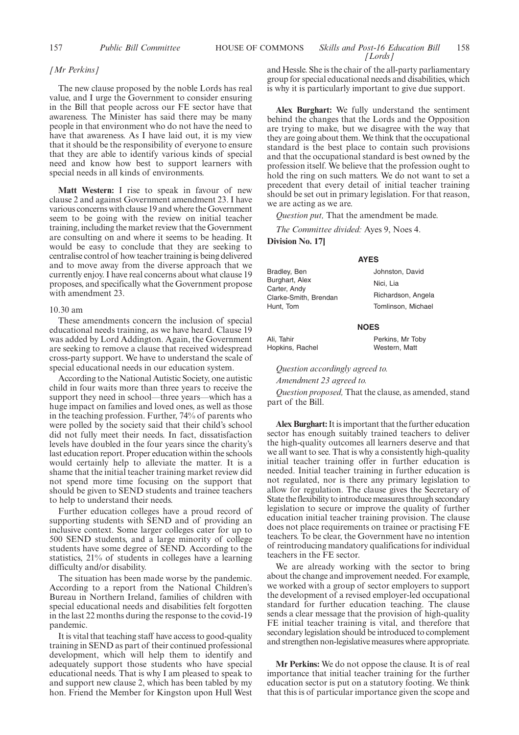*[Mr Perkins]*

The new clause proposed by the noble Lords has real value, and I urge the Government to consider ensuring in the Bill that people across our FE sector have that awareness. The Minister has said there may be many people in that environment who do not have the need to have that awareness. As I have laid out, it is my view that it should be the responsibility of everyone to ensure that they are able to identify various kinds of special need and know how best to support learners with special needs in all kinds of environments.

**Matt Western:** I rise to speak in favour of new clause 2 and against Government amendment 23. I have various concerns with clause 19 and where the Government seem to be going with the review on initial teacher training, including the market review that the Government are consulting on and where it seems to be heading. It would be easy to conclude that they are seeking to centralise control of how teacher training is being delivered and to move away from the diverse approach that we currently enjoy. I have real concerns about what clause 19 proposes, and specifically what the Government propose with amendment 23.

10.30 am

These amendments concern the inclusion of special educational needs training, as we have heard. Clause 19 was added by Lord Addington. Again, the Government are seeking to remove a clause that received widespread cross-party support. We have to understand the scale of special educational needs in our education system.

According to the National Autistic Society, one autistic child in four waits more than three years to receive the support they need in school—three years—which has a huge impact on families and loved ones, as well as those in the teaching profession. Further, 74% of parents who were polled by the society said that their child's school did not fully meet their needs. In fact, dissatisfaction levels have doubled in the four years since the charity's last education report. Proper education within the schools would certainly help to alleviate the matter. It is a shame that the initial teacher training market review did not spend more time focusing on the support that should be given to SEND students and trainee teachers to help to understand their needs.

Further education colleges have a proud record of supporting students with SEND and of providing an inclusive context. Some larger colleges cater for up to 500 SEND students, and a large minority of college students have some degree of SEND. According to the statistics, 21% of students in colleges have a learning difficulty and/or disability.

The situation has been made worse by the pandemic. According to a report from the National Children's Bureau in Northern Ireland, families of children with special educational needs and disabilities felt forgotten in the last 22 months during the response to the covid-19 pandemic.

It is vital that teaching staff have access to good-quality training in SEND as part of their continued professional development, which will help them to identify and adequately support those students who have special educational needs. That is why I am pleased to speak to and support new clause 2, which has been tabled by my hon. Friend the Member for Kingston upon Hull West and Hessle. She is the chair of the all-party parliamentary group for special educational needs and disabilities, which is why it is particularly important to give due support.

**Alex Burghart:** We fully understand the sentiment behind the changes that the Lords and the Opposition are trying to make, but we disagree with the way that they are going about them. We think that the occupational standard is the best place to contain such provisions and that the occupational standard is best owned by the profession itself. We believe that the profession ought to hold the ring on such matters. We do not want to set a precedent that every detail of initial teacher training should be set out in primary legislation. For that reason, we are acting as we are.

*Question put,* That the amendment be made.

*The Committee divided:* Ayes 9, Noes 4.

**Division No. 17]**

**AYES**

Bradley, Ben
Burghart, Alex
Carter, Andy
Clarke-Smith, Brendan
Hunt, Tom
Johnston, David
Nici, Lia
Richardson, Angela
Tomlinson, Michael

**NOES**

Ali, Tahir
Hopkins, Rachel
Perkins, Mr Toby
Western, Matt

*Question accordingly agreed to.*

*Amendment 23 agreed to.*

*Question proposed,* That the clause, as amended, stand part of the Bill.

**Alex Burghart:** It is important that the further education sector has enough suitably trained teachers to deliver the high-quality outcomes all learners deserve and that we all want to see. That is why a consistently high-quality initial teacher training offer in further education is needed. Initial teacher training in further education is not regulated, nor is there any primary legislation to allow for regulation. The clause gives the Secretary of State the flexibility to introduce measures through secondary legislation to secure or improve the quality of further education initial teacher training provision. The clause does not place requirements on trainee or practising FE teachers. To be clear, the Government have no intention of reintroducing mandatory qualifications for individual teachers in the FE sector.

We are already working with the sector to bring about the change and improvement needed. For example, we worked with a group of sector employers to support the development of a revised employer-led occupational standard for further education teaching. The clause sends a clear message that the provision of high-quality FE initial teacher training is vital, and therefore that secondary legislation should be introduced to complement and strengthen non-legislative measures where appropriate.

**Mr Perkins:** We do not oppose the clause. It is of real importance that initial teacher training for the further education sector is put on a statutory footing. We think that this is of particular importance given the scope and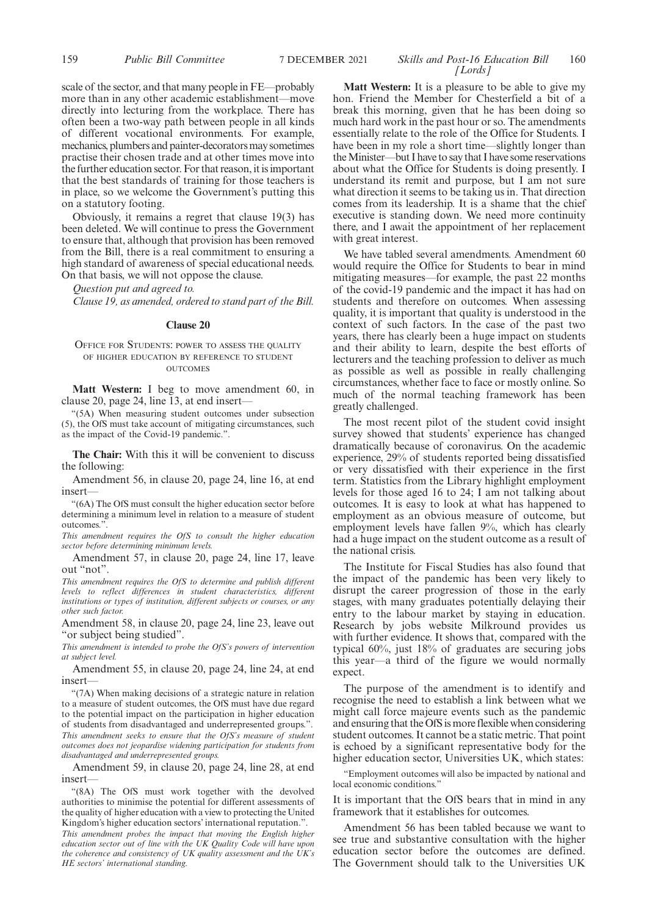scale of the sector, and that many people in FE—probably more than in any other academic establishment—move directly into lecturing from the workplace. There has often been a two-way path between people in all kinds of different vocational environments. For example, mechanics, plumbers and painter-decorators may sometimes practise their chosen trade and at other times move into the further education sector. For that reason, it is important that the best standards of training for those teachers is in place, so we welcome the Government's putting this on a statutory footing.

Obviously, it remains a regret that clause 19(3) has been deleted. We will continue to press the Government to ensure that, although that provision has been removed from the Bill, there is a real commitment to ensuring a high standard of awareness of special educational needs. On that basis, we will not oppose the clause.

*Question put and agreed to.*

*Clause 19, as amended, ordered to stand part of the Bill.*

## Clause 20

### Office for Students: power to assess the quality of higher education by reference to student outcomes

**Matt Western:** I beg to move amendment 60, in clause 20, page 24, line 13, at end insert—

"(5A) When measuring student outcomes under subsection (5), the OfS must take account of mitigating circumstances, such as the impact of the Covid-19 pandemic.".

**The Chair:** With this it will be convenient to discuss the following:

Amendment 56, in clause 20, page 24, line 16, at end insert—

"(6A) The OfS must consult the higher education sector before determining a minimum level in relation to a measure of student outcomes.".

*This amendment requires the OfS to consult the higher education sector before determining minimum levels.*

Amendment 57, in clause 20, page 24, line 17, leave out "not".

*This amendment requires the OfS to determine and publish different levels to reflect differences in student characteristics, different institutions or types of institution, different subjects or courses, or any other such factor.*

Amendment 58, in clause 20, page 24, line 23, leave out "or subject being studied".

*This amendment is intended to probe the OfS's powers of intervention at subject level.*

Amendment 55, in clause 20, page 24, line 24, at end insert—

"(7A) When making decisions of a strategic nature in relation to a measure of student outcomes, the OfS must have due regard to the potential impact on the participation in higher education of students from disadvantaged and underrepresented groups.".

*This amendment seeks to ensure that the OfS's measure of student outcomes does not jeopardise widening participation for students from disadvantaged and underrepresented groups.*

Amendment 59, in clause 20, page 24, line 28, at end insert—

"(8A) The OfS must work together with the devolved authorities to minimise the potential for different assessments of the quality of higher education with a view to protecting the United Kingdom's higher education sectors' international reputation.".

*This amendment probes the impact that moving the English higher education sector out of line with the UK Quality Code will have upon the coherence and consistency of UK quality assessment and the UK's HE sectors' international standing.*

**Matt Western:** It is a pleasure to be able to give my hon. Friend the Member for Chesterfield a bit of a break this morning, given that he has been doing so much hard work in the past hour or so. The amendments essentially relate to the role of the Office for Students. I have been in my role a short time—slightly longer than the Minister—but I have to say that I have some reservations about what the Office for Students is doing presently. I understand its remit and purpose, but I am not sure what direction it seems to be taking us in. That direction comes from its leadership. It is a shame that the chief executive is standing down. We need more continuity there, and I await the appointment of her replacement with great interest.

We have tabled several amendments. Amendment 60 would require the Office for Students to bear in mind mitigating measures—for example, the past 22 months of the covid-19 pandemic and the impact it has had on students and therefore on outcomes. When assessing quality, it is important that quality is understood in the context of such factors. In the case of the past two years, there has clearly been a huge impact on students and their ability to learn, despite the best efforts of lecturers and the teaching profession to deliver as much as possible as well as possible in really challenging circumstances, whether face to face or mostly online. So much of the normal teaching framework has been greatly challenged.

The most recent pilot of the student covid insight survey showed that students' experience has changed dramatically because of coronavirus. On the academic experience, 29% of students reported being dissatisfied or very dissatisfied with their experience in the first term. Statistics from the Library highlight employment levels for those aged 16 to 24; I am not talking about outcomes. It is easy to look at what has happened to employment as an obvious measure of outcome, but employment levels have fallen 9%, which has clearly had a huge impact on the student outcome as a result of the national crisis.

The Institute for Fiscal Studies has also found that the impact of the pandemic has been very likely to disrupt the career progression of those in the early stages, with many graduates potentially delaying their entry to the labour market by staying in education. Research by jobs website Milkround provides us with further evidence. It shows that, compared with the typical 60%, just 18% of graduates are securing jobs this year—a third of the figure we would normally expect.

The purpose of the amendment is to identify and recognise the need to establish a link between what we might call force majeure events such as the pandemic and ensuring that the OfS is more flexible when considering student outcomes. It cannot be a static metric. That point is echoed by a significant representative body for the higher education sector, Universities UK, which states:

"Employment outcomes will also be impacted by national and local economic conditions."

It is important that the OfS bears that in mind in any framework that it establishes for outcomes.

Amendment 56 has been tabled because we want to see true and substantive consultation with the higher education sector before the outcomes are defined. The Government should talk to the Universities UK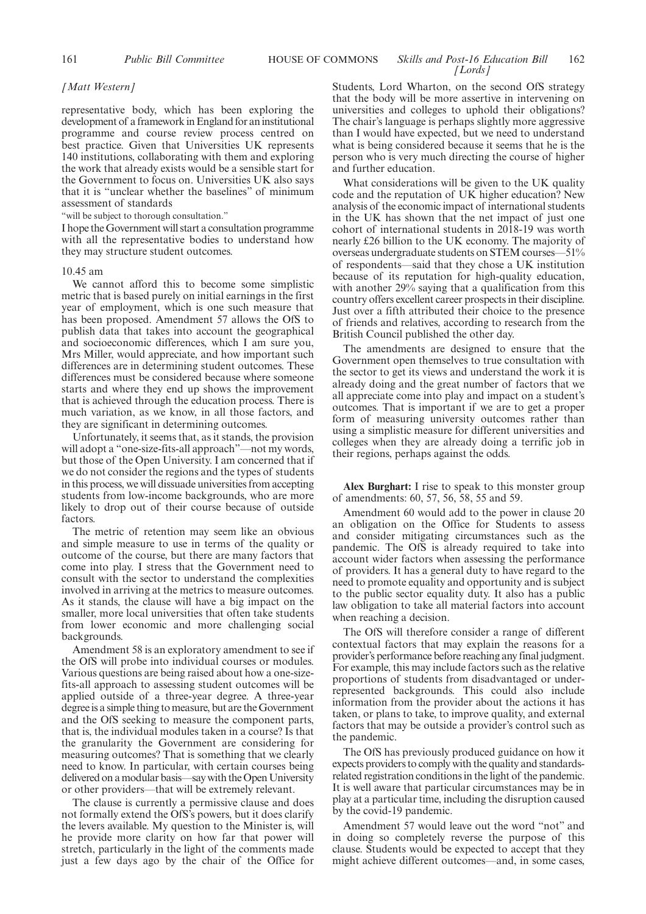*[Matt Western]*

representative body, which has been exploring the development of a framework in England for an institutional programme and course review process centred on best practice. Given that Universities UK represents 140 institutions, collaborating with them and exploring the work that already exists would be a sensible start for the Government to focus on. Universities UK also says that it is "unclear whether the baselines" of minimum assessment of standards

"will be subject to thorough consultation."

I hope the Government will start a consultation programme with all the representative bodies to understand how they may structure student outcomes.

10.45 am

We cannot afford this to become some simplistic metric that is based purely on initial earnings in the first year of employment, which is one such measure that has been proposed. Amendment 57 allows the OfS to publish data that takes into account the geographical and socioeconomic differences, which I am sure you, Mrs Miller, would appreciate, and how important such differences are in determining student outcomes. These differences must be considered because where someone starts and where they end up shows the improvement that is achieved through the education process. There is much variation, as we know, in all those factors, and they are significant in determining outcomes.

Unfortunately, it seems that, as it stands, the provision will adopt a "one-size-fits-all approach"—not my words, but those of the Open University. I am concerned that if we do not consider the regions and the types of students in this process, we will dissuade universities from accepting students from low-income backgrounds, who are more likely to drop out of their course because of outside factors.

The metric of retention may seem like an obvious and simple measure to use in terms of the quality or outcome of the course, but there are many factors that come into play. I stress that the Government need to consult with the sector to understand the complexities involved in arriving at the metrics to measure outcomes. As it stands, the clause will have a big impact on the smaller, more local universities that often take students from lower economic and more challenging social backgrounds.

Amendment 58 is an exploratory amendment to see if the OfS will probe into individual courses or modules. Various questions are being raised about how a one-size-fits-all approach to assessing student outcomes will be applied outside of a three-year degree. A three-year degree is a simple thing to measure, but are the Government and the OfS seeking to measure the component parts, that is, the individual modules taken in a course? Is that the granularity the Government are considering for measuring outcomes? That is something that we clearly need to know. In particular, with certain courses being delivered on a modular basis—say with the Open University or other providers—that will be extremely relevant.

The clause is currently a permissive clause and does not formally extend the OfS's powers, but it does clarify the levers available. My question to the Minister is, will he provide more clarity on how far that power will stretch, particularly in the light of the comments made just a few days ago by the chair of the Office for Students, Lord Wharton, on the second OfS strategy that the body will be more assertive in intervening on universities and colleges to uphold their obligations? The chair's language is perhaps slightly more aggressive than I would have expected, but we need to understand what is being considered because it seems that he is the person who is very much directing the course of higher and further education.

What considerations will be given to the UK quality code and the reputation of UK higher education? New analysis of the economic impact of international students in the UK has shown that the net impact of just one cohort of international students in 2018-19 was worth nearly £26 billion to the UK economy. The majority of overseas undergraduate students on STEM courses—51% of respondents—said that they chose a UK institution because of its reputation for high-quality education, with another 29% saying that a qualification from this country offers excellent career prospects in their discipline. Just over a fifth attributed their choice to the presence of friends and relatives, according to research from the British Council published the other day.

The amendments are designed to ensure that the Government open themselves to true consultation with the sector to get its views and understand the work it is already doing and the great number of factors that we all appreciate come into play and impact on a student's outcomes. That is important if we are to get a proper form of measuring university outcomes rather than using a simplistic measure for different universities and colleges when they are already doing a terrific job in their regions, perhaps against the odds.

**Alex Burghart:** I rise to speak to this monster group of amendments: 60, 57, 56, 58, 55 and 59.

Amendment 60 would add to the power in clause 20 an obligation on the Office for Students to assess and consider mitigating circumstances such as the pandemic. The OfS is already required to take into account wider factors when assessing the performance of providers. It has a general duty to have regard to the need to promote equality and opportunity and is subject to the public sector equality duty. It also has a public law obligation to take all material factors into account when reaching a decision.

The OfS will therefore consider a range of different contextual factors that may explain the reasons for a provider's performance before reaching any final judgment. For example, this may include factors such as the relative proportions of students from disadvantaged or under-represented backgrounds. This could also include information from the provider about the actions it has taken, or plans to take, to improve quality, and external factors that may be outside a provider's control such as the pandemic.

The OfS has previously produced guidance on how it expects providers to comply with the quality and standards-related registration conditions in the light of the pandemic. It is well aware that particular circumstances may be in play at a particular time, including the disruption caused by the covid-19 pandemic.

Amendment 57 would leave out the word "not" and in doing so completely reverse the purpose of this clause. Students would be expected to accept that they might achieve different outcomes—and, in some cases,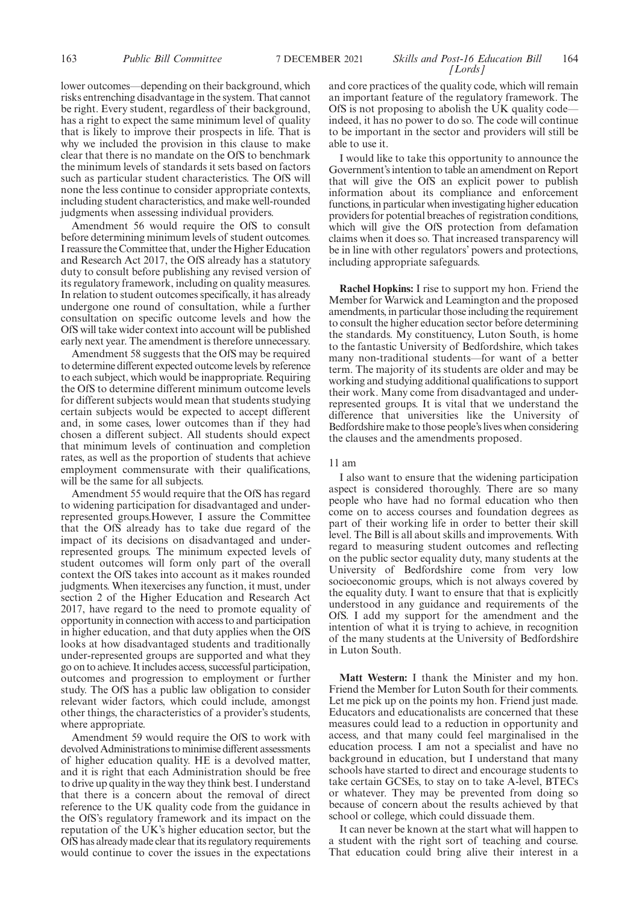lower outcomes—depending on their background, which risks entrenching disadvantage in the system. That cannot be right. Every student, regardless of their background, has a right to expect the same minimum level of quality that is likely to improve their prospects in life. That is why we included the provision in this clause to make clear that there is no mandate on the OfS to benchmark the minimum levels of standards it sets based on factors such as particular student characteristics. The OfS will none the less continue to consider appropriate contexts, including student characteristics, and make well-rounded judgments when assessing individual providers.

Amendment 56 would require the OfS to consult before determining minimum levels of student outcomes. I reassure the Committee that, under the Higher Education and Research Act 2017, the OfS already has a statutory duty to consult before publishing any revised version of its regulatory framework, including on quality measures. In relation to student outcomes specifically, it has already undergone one round of consultation, while a further consultation on specific outcome levels and how the OfS will take wider context into account will be published early next year. The amendment is therefore unnecessary.

Amendment 58 suggests that the OfS may be required to determine different expected outcome levels by reference to each subject, which would be inappropriate. Requiring the OfS to determine different minimum outcome levels for different subjects would mean that students studying certain subjects would be expected to accept different and, in some cases, lower outcomes than if they had chosen a different subject. All students should expect that minimum levels of continuation and completion rates, as well as the proportion of students that achieve employment commensurate with their qualifications, will be the same for all subjects.

Amendment 55 would require that the OfS has regard to widening participation for disadvantaged and under-represented groups.However, I assure the Committee that the OfS already has to take due regard of the impact of its decisions on disadvantaged and under-represented groups. The minimum expected levels of student outcomes will form only part of the overall context the OfS takes into account as it makes rounded judgments. When itexercises any function, it must, under section 2 of the Higher Education and Research Act 2017, have regard to the need to promote equality of opportunity in connection with access to and participation in higher education, and that duty applies when the OfS looks at how disadvantaged students and traditionally under-represented groups are supported and what they go on to achieve. It includes access, successful participation, outcomes and progression to employment or further study. The OfS has a public law obligation to consider relevant wider factors, which could include, amongst other things, the characteristics of a provider's students, where appropriate.

Amendment 59 would require the OfS to work with devolved Administrations to minimise different assessments of higher education quality. HE is a devolved matter, and it is right that each Administration should be free to drive up quality in the way they think best. I understand that there is a concern about the removal of direct reference to the UK quality code from the guidance in the OfS's regulatory framework and its impact on the reputation of the UK's higher education sector, but the OfS has already made clear that its regulatory requirements would continue to cover the issues in the expectations and core practices of the quality code, which will remain an important feature of the regulatory framework. The OfS is not proposing to abolish the UK quality code—indeed, it has no power to do so. The code will continue to be important in the sector and providers will still be able to use it.

I would like to take this opportunity to announce the Government's intention to table an amendment on Report that will give the OfS an explicit power to publish information about its compliance and enforcement functions, in particular when investigating higher education providers for potential breaches of registration conditions, which will give the OfS protection from defamation claims when it does so. That increased transparency will be in line with other regulators' powers and protections, including appropriate safeguards.

**Rachel Hopkins:** I rise to support my hon. Friend the Member for Warwick and Leamington and the proposed amendments, in particular those including the requirement to consult the higher education sector before determining the standards. My constituency, Luton South, is home to the fantastic University of Bedfordshire, which takes many non-traditional students—for want of a better term. The majority of its students are older and may be working and studying additional qualifications to support their work. Many come from disadvantaged and under-represented groups. It is vital that we understand the difference that universities like the University of Bedfordshire make to those people's lives when considering the clauses and the amendments proposed.

11 am

I also want to ensure that the widening participation aspect is considered thoroughly. There are so many people who have had no formal education who then come on to access courses and foundation degrees as part of their working life in order to better their skill level. The Bill is all about skills and improvements. With regard to measuring student outcomes and reflecting on the public sector equality duty, many students at the University of Bedfordshire come from very low socioeconomic groups, which is not always covered by the equality duty. I want to ensure that that is explicitly understood in any guidance and requirements of the OfS. I add my support for the amendment and the intention of what it is trying to achieve, in recognition of the many students at the University of Bedfordshire in Luton South.

**Matt Western:** I thank the Minister and my hon. Friend the Member for Luton South for their comments. Let me pick up on the points my hon. Friend just made. Educators and educationalists are concerned that these measures could lead to a reduction in opportunity and access, and that many could feel marginalised in the education process. I am not a specialist and have no background in education, but I understand that many schools have started to direct and encourage students to take certain GCSEs, to stay on to take A-level, BTECs or whatever. They may be prevented from doing so because of concern about the results achieved by that school or college, which could dissuade them.

It can never be known at the start what will happen to a student with the right sort of teaching and course. That education could bring alive their interest in a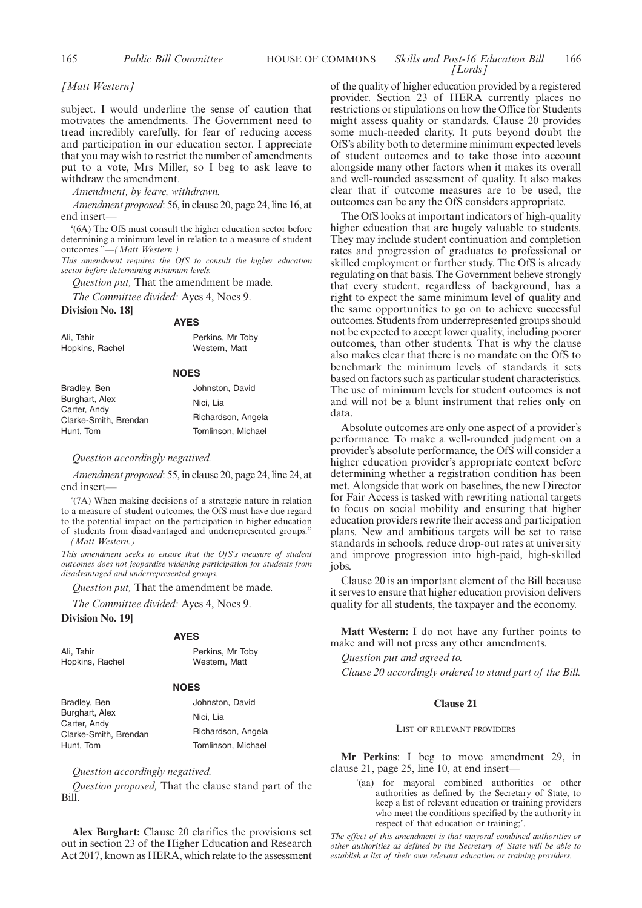*[Matt Western]*

subject. I would underline the sense of caution that motivates the amendments. The Government need to tread incredibly carefully, for fear of reducing access and participation in our education sector. I appreciate that you may wish to restrict the number of amendments put to a vote, Mrs Miller, so I beg to ask leave to withdraw the amendment.

*Amendment, by leave, withdrawn.*

*Amendment proposed*: 56, in clause 20, page 24, line 16, at end insert—

'(6A) The OfS must consult the higher education sector before determining a minimum level in relation to a measure of student outcomes."—*(Matt Western.)*

*This amendment requires the OfS to consult the higher education sector before determining minimum levels.*

*Question put,* That the amendment be made.

*The Committee divided:* Ayes 4, Noes 9.

**Division No. 18]**

**AYES**

Ali, Tahir
Hopkins, Rachel
Perkins, Mr Toby
Western, Matt

**NOES**

Bradley, Ben
Burghart, Alex
Carter, Andy
Clarke-Smith, Brendan
Hunt, Tom
Johnston, David
Nici, Lia
Richardson, Angela
Tomlinson, Michael

*Question accordingly negatived.*

*Amendment proposed*: 55, in clause 20, page 24, line 24, at end insert—

'(7A) When making decisions of a strategic nature in relation to a measure of student outcomes, the OfS must have due regard to the potential impact on the participation in higher education of students from disadvantaged and underrepresented groups." —*(Matt Western.)*

*This amendment seeks to ensure that the OfS's measure of student outcomes does not jeopardise widening participation for students from disadvantaged and underrepresented groups.*

*Question put,* That the amendment be made.

*The Committee divided:* Ayes 4, Noes 9.

**Division No. 19]**

**AYES**

Ali, Tahir
Hopkins, Rachel
Perkins, Mr Toby
Western, Matt

**NOES**

Bradley, Ben
Burghart, Alex
Carter, Andy
Clarke-Smith, Brendan
Hunt, Tom
Johnston, David
Nici, Lia
Richardson, Angela
Tomlinson, Michael

*Question accordingly negatived.*

*Question proposed,* That the clause stand part of the Bill.

**Alex Burghart:** Clause 20 clarifies the provisions set out in section 23 of the Higher Education and Research Act 2017, known as HERA, which relate to the assessment of the quality of higher education provided by a registered provider. Section 23 of HERA currently places no restrictions or stipulations on how the Office for Students might assess quality or standards. Clause 20 provides some much-needed clarity. It puts beyond doubt the OfS's ability both to determine minimum expected levels of student outcomes and to take those into account alongside many other factors when it makes its overall and well-rounded assessment of quality. It also makes clear that if outcome measures are to be used, the outcomes can be any the OfS considers appropriate.

The OfS looks at important indicators of high-quality higher education that are hugely valuable to students. They may include student continuation and completion rates and progression of graduates to professional or skilled employment or further study. The OfS is already regulating on that basis. The Government believe strongly that every student, regardless of background, has a right to expect the same minimum level of quality and the same opportunities to go on to achieve successful outcomes. Students from underrepresented groups should not be expected to accept lower quality, including poorer outcomes, than other students. That is why the clause also makes clear that there is no mandate on the OfS to benchmark the minimum levels of standards it sets based on factors such as particular student characteristics. The use of minimum levels for student outcomes is not and will not be a blunt instrument that relies only on data.

Absolute outcomes are only one aspect of a provider's performance. To make a well-rounded judgment on a provider's absolute performance, the OfS will consider a higher education provider's appropriate context before determining whether a registration condition has been met. Alongside that work on baselines, the new Director for Fair Access is tasked with rewriting national targets to focus on social mobility and ensuring that higher education providers rewrite their access and participation plans. New and ambitious targets will be set to raise standards in schools, reduce drop-out rates at university and improve progression into high-paid, high-skilled jobs.

Clause 20 is an important element of the Bill because it serves to ensure that higher education provision delivers quality for all students, the taxpayer and the economy.

**Matt Western:** I do not have any further points to make and will not press any other amendments.

*Question put and agreed to.*

*Clause 20 accordingly ordered to stand part of the Bill.*

## Clause 21

### List of relevant providers

**Mr Perkins**: I beg to move amendment 29, in clause 21, page 25, line 10, at end insert—

> '(aa) for mayoral combined authorities or other authorities as defined by the Secretary of State, to keep a list of relevant education or training providers who meet the conditions specified by the authority in respect of that education or training;'.

*The effect of this amendment is that mayoral combined authorities or other authorities as defined by the Secretary of State will be able to establish a list of their own relevant education or training providers.*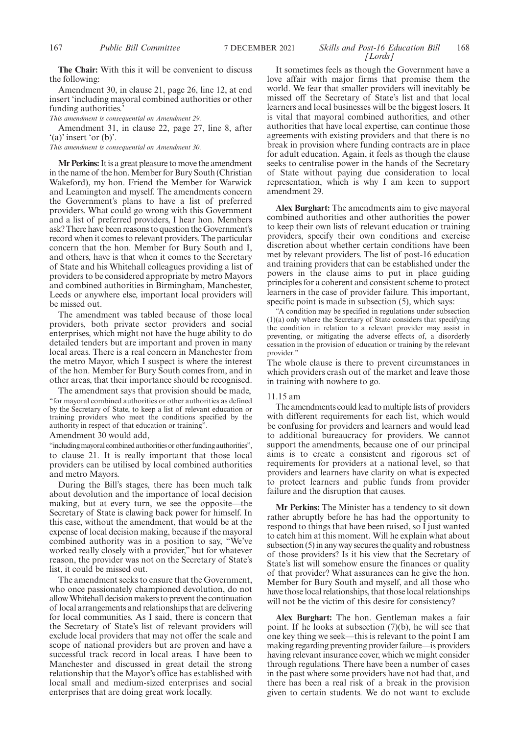**The Chair:** With this it will be convenient to discuss the following:

Amendment 30, in clause 21, page 26, line 12, at end insert 'including mayoral combined authorities or other funding authorities.'

*This amendment is consequential on Amendment 29.*

Amendment 31, in clause 22, page 27, line 8, after '(a)' insert 'or (b)'.

*This amendment is consequential on Amendment 30.*

**Mr Perkins:** It is a great pleasure to move the amendment in the name of the hon. Member for Bury South (Christian Wakeford), my hon. Friend the Member for Warwick and Leamington and myself. The amendments concern the Government's plans to have a list of preferred providers. What could go wrong with this Government and a list of preferred providers, I hear hon. Members ask? There have been reasons to question the Government's record when it comes to relevant providers. The particular concern that the hon. Member for Bury South and I, and others, have is that when it comes to the Secretary of State and his Whitehall colleagues providing a list of providers to be considered appropriate by metro Mayors and combined authorities in Birmingham, Manchester, Leeds or anywhere else, important local providers will be missed out.

The amendment was tabled because of those local providers, both private sector providers and social enterprises, which might not have the huge ability to do detailed tenders but are important and proven in many local areas. There is a real concern in Manchester from the metro Mayor, which I suspect is where the interest of the hon. Member for Bury South comes from, and in other areas, that their importance should be recognised.

The amendment says that provision should be made,

"for mayoral combined authorities or other authorities as defined by the Secretary of State, to keep a list of relevant education or training providers who meet the conditions specified by the authority in respect of that education or training".

Amendment 30 would add,

"including mayoral combined authorities or other funding authorities",

to clause 21. It is really important that those local providers can be utilised by local combined authorities and metro Mayors.

During the Bill's stages, there has been much talk about devolution and the importance of local decision making, but at every turn, we see the opposite—the Secretary of State is clawing back power for himself. In this case, without the amendment, that would be at the expense of local decision making, because if the mayoral combined authority was in a position to say, "We've worked really closely with a provider," but for whatever reason, the provider was not on the Secretary of State's list, it could be missed out.

The amendment seeks to ensure that the Government, who once passionately championed devolution, do not allow Whitehall decision makers to prevent the continuation of local arrangements and relationships that are delivering for local communities. As I said, there is concern that the Secretary of State's list of relevant providers will exclude local providers that may not offer the scale and scope of national providers but are proven and have a successful track record in local areas. I have been to Manchester and discussed in great detail the strong relationship that the Mayor's office has established with local small and medium-sized enterprises and social enterprises that are doing great work locally.

It sometimes feels as though the Government have a love affair with major firms that promise them the world. We fear that smaller providers will inevitably be missed off the Secretary of State's list and that local learners and local businesses will be the biggest losers. It is vital that mayoral combined authorities, and other authorities that have local expertise, can continue those agreements with existing providers and that there is no break in provision where funding contracts are in place for adult education. Again, it feels as though the clause seeks to centralise power in the hands of the Secretary of State without paying due consideration to local representation, which is why I am keen to support amendment 29.

**Alex Burghart:** The amendments aim to give mayoral combined authorities and other authorities the power to keep their own lists of relevant education or training providers, specify their own conditions and exercise discretion about whether certain conditions have been met by relevant providers. The list of post-16 education and training providers that can be established under the powers in the clause aims to put in place guiding principles for a coherent and consistent scheme to protect learners in the case of provider failure. This important, specific point is made in subsection (5), which says:

"A condition may be specified in regulations under subsection (1)(a) only where the Secretary of State considers that specifying the condition in relation to a relevant provider may assist in preventing, or mitigating the adverse effects of, a disorderly cessation in the provision of education or training by the relevant provider."

The whole clause is there to prevent circumstances in which providers crash out of the market and leave those in training with nowhere to go.

11.15 am

The amendments could lead to multiple lists of providers with different requirements for each list, which would be confusing for providers and learners and would lead to additional bureaucracy for providers. We cannot support the amendments, because one of our principal aims is to create a consistent and rigorous set of requirements for providers at a national level, so that providers and learners have clarity on what is expected to protect learners and public funds from provider failure and the disruption that causes.

**Mr Perkins:** The Minister has a tendency to sit down rather abruptly before he has had the opportunity to respond to things that have been raised, so I just wanted to catch him at this moment. Will he explain what about subsection (5) in any way secures the quality and robustness of those providers? Is it his view that the Secretary of State's list will somehow ensure the finances or quality of that provider? What assurances can he give the hon. Member for Bury South and myself, and all those who have those local relationships, that those local relationships will not be the victim of this desire for consistency?

**Alex Burghart:** The hon. Gentleman makes a fair point. If he looks at subsection (7)(b), he will see that one key thing we seek—this is relevant to the point I am making regarding preventing provider failure—is providers having relevant insurance cover, which we might consider through regulations. There have been a number of cases in the past where some providers have not had that, and there has been a real risk of a break in the provision given to certain students. We do not want to exclude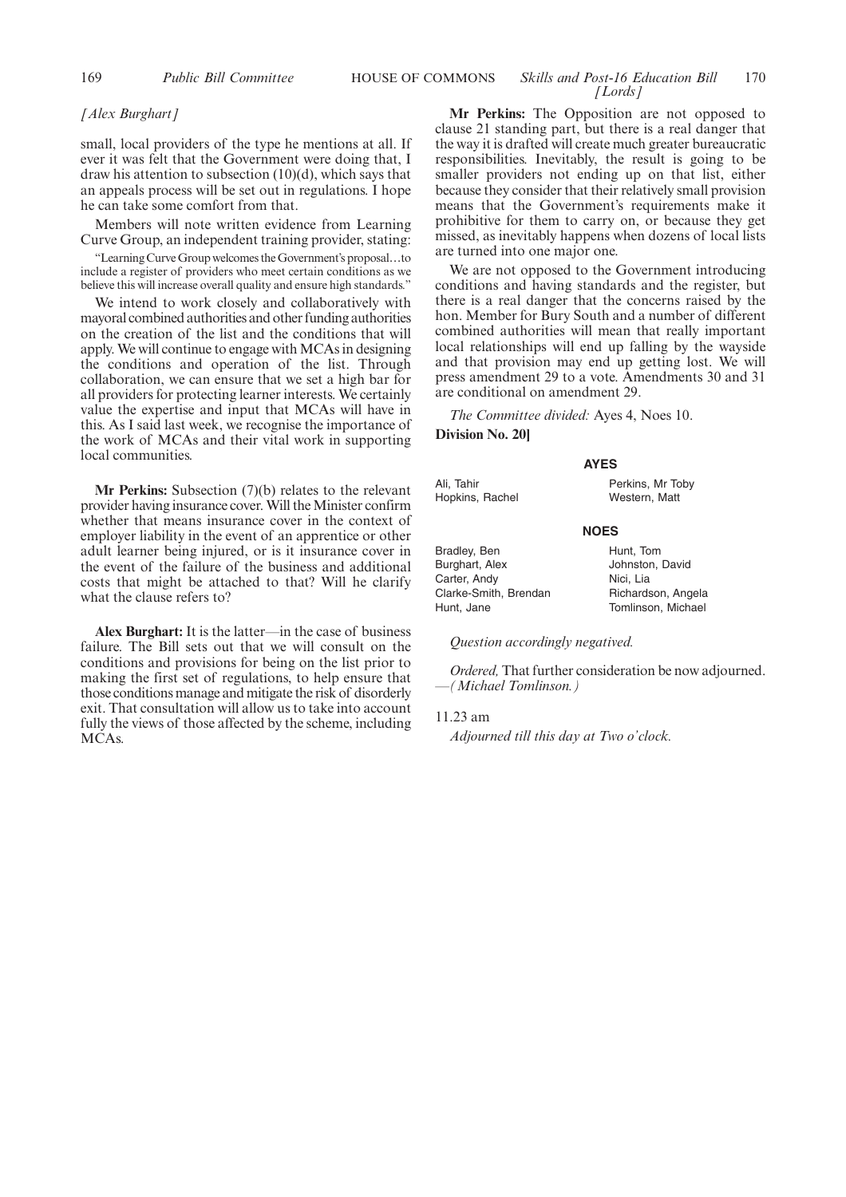*[Alex Burghart]*

small, local providers of the type he mentions at all. If ever it was felt that the Government were doing that, I draw his attention to subsection (10)(d), which says that an appeals process will be set out in regulations. I hope he can take some comfort from that.

Members will note written evidence from Learning Curve Group, an independent training provider, stating:

"Learning Curve Group welcomes the Government's proposal…to include a register of providers who meet certain conditions as we believe this will increase overall quality and ensure high standards."

We intend to work closely and collaboratively with mayoral combined authorities and other funding authorities on the creation of the list and the conditions that will apply. We will continue to engage with MCAs in designing the conditions and operation of the list. Through collaboration, we can ensure that we set a high bar for all providers for protecting learner interests. We certainly value the expertise and input that MCAs will have in this. As I said last week, we recognise the importance of the work of MCAs and their vital work in supporting local communities.

**Mr Perkins:** Subsection (7)(b) relates to the relevant provider having insurance cover. Will the Minister confirm whether that means insurance cover in the context of employer liability in the event of an apprentice or other adult learner being injured, or is it insurance cover in the event of the failure of the business and additional costs that might be attached to that? Will he clarify what the clause refers to?

**Alex Burghart:** It is the latter—in the case of business failure. The Bill sets out that we will consult on the conditions and provisions for being on the list prior to making the first set of regulations, to help ensure that those conditions manage and mitigate the risk of disorderly exit. That consultation will allow us to take into account fully the views of those affected by the scheme, including MCAs.

**Mr Perkins:** The Opposition are not opposed to clause 21 standing part, but there is a real danger that the way it is drafted will create much greater bureaucratic responsibilities. Inevitably, the result is going to be smaller providers not ending up on that list, either because they consider that their relatively small provision means that the Government's requirements make it prohibitive for them to carry on, or because they get missed, as inevitably happens when dozens of local lists are turned into one major one.

We are not opposed to the Government introducing conditions and having standards and the register, but there is a real danger that the concerns raised by the hon. Member for Bury South and a number of different combined authorities will mean that really important local relationships will end up falling by the wayside and that provision may end up getting lost. We will press amendment 29 to a vote. Amendments 30 and 31 are conditional on amendment 29.

*The Committee divided:* Ayes 4, Noes 10.

**Division No. 20]**

**AYES**

Ali, Tahir
Hopkins, Rachel
Perkins, Mr Toby
Western, Matt

**NOES**

Bradley, Ben
Burghart, Alex
Carter, Andy
Clarke-Smith, Brendan
Hunt, Jane
Hunt, Tom
Johnston, David
Nici, Lia
Richardson, Angela
Tomlinson, Michael

*Question accordingly negatived.*

*Ordered,* That further consideration be now adjourned. —*(Michael Tomlinson.)*

11.23 am

*Adjourned till this day at Two o'clock.*